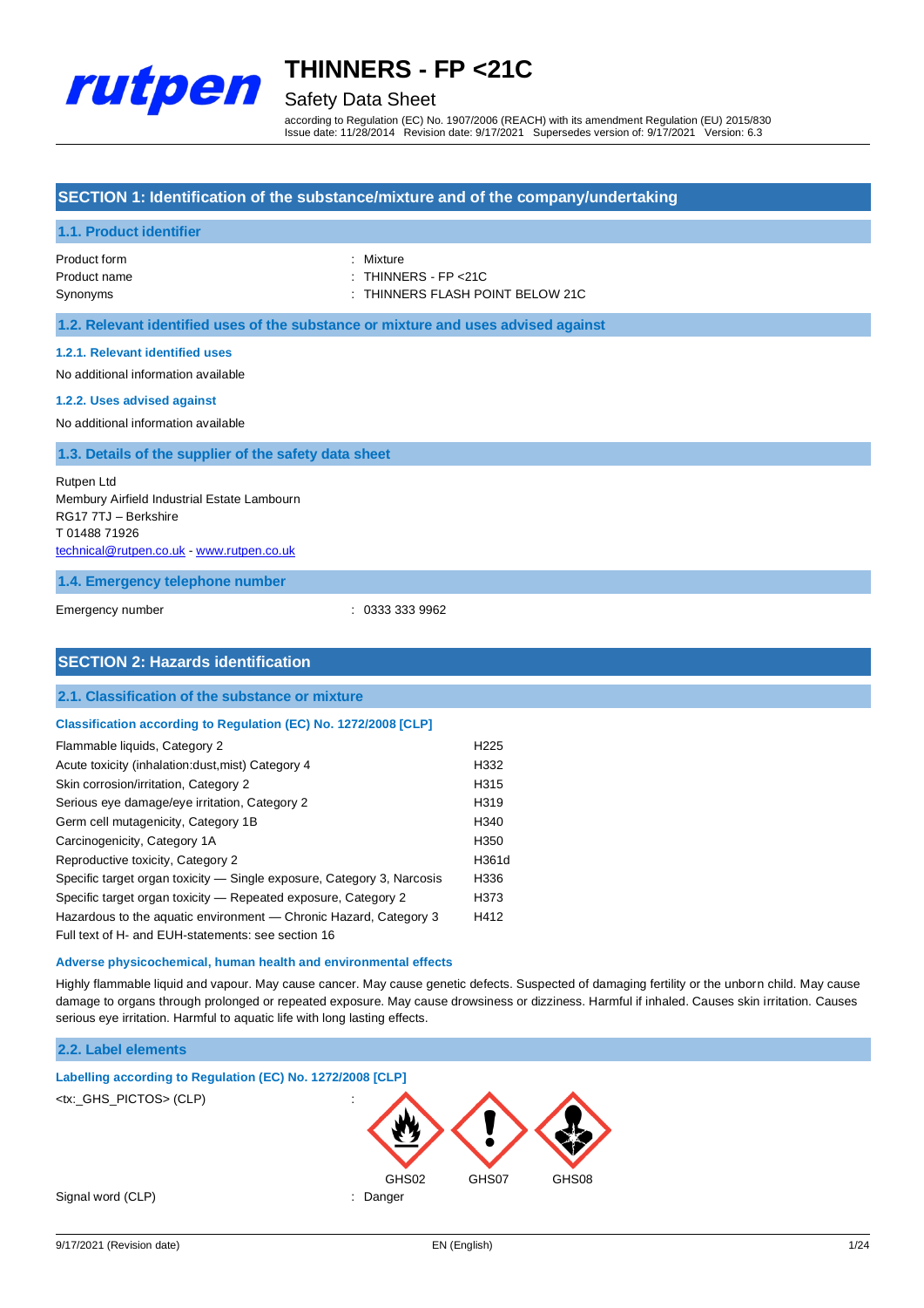# THINNERS - FP <21C

Safety Data Sheet

according to Regulation (EC) No. 1907/2006 (REACH) with its amendment Regulation (EU) 2015/830
Issue date: 11/28/2014 Revision date: 9/17/2021 Supersedes version of: 9/17/2021 Version: 6.3

## SECTION 1: Identification of the substance/mixture and of the company/undertaking

### 1.1. Product identifier

Product form : Mixture
Product name : THINNERS - FP <21C
Synonyms : THINNERS FLASH POINT BELOW 21C

### 1.2. Relevant identified uses of the substance or mixture and uses advised against

#### 1.2.1. Relevant identified uses

No additional information available

#### 1.2.2. Uses advised against

No additional information available

### 1.3. Details of the supplier of the safety data sheet

Rutpen Ltd
Membury Airfield Industrial Estate Lambourn
RG17 7TJ – Berkshire
T 01488 71926
technical@rutpen.co.uk - www.rutpen.co.uk

### 1.4. Emergency telephone number

Emergency number : 0333 333 9962

## SECTION 2: Hazards identification

### 2.1. Classification of the substance or mixture

#### Classification according to Regulation (EC) No. 1272/2008 [CLP]

| | |
|---|---|
| Flammable liquids, Category 2 | H225 |
| Acute toxicity (inhalation:dust,mist) Category 4 | H332 |
| Skin corrosion/irritation, Category 2 | H315 |
| Serious eye damage/eye irritation, Category 2 | H319 |
| Germ cell mutagenicity, Category 1B | H340 |
| Carcinogenicity, Category 1A | H350 |
| Reproductive toxicity, Category 2 | H361d |
| Specific target organ toxicity — Single exposure, Category 3, Narcosis | H336 |
| Specific target organ toxicity — Repeated exposure, Category 2 | H373 |
| Hazardous to the aquatic environment — Chronic Hazard, Category 3 | H412 |

Full text of H- and EUH-statements: see section 16

#### Adverse physicochemical, human health and environmental effects

Highly flammable liquid and vapour. May cause cancer. May cause genetic defects. Suspected of damaging fertility or the unborn child. May cause damage to organs through prolonged or repeated exposure. May cause drowsiness or dizziness. Harmful if inhaled. Causes skin irritation. Causes serious eye irritation. Harmful to aquatic life with long lasting effects.

### 2.2. Label elements

#### Labelling according to Regulation (EC) No. 1272/2008 [CLP]

<tx:_GHS_PICTOS> (CLP) : GHS02 GHS07 GHS08

Signal word (CLP) : Danger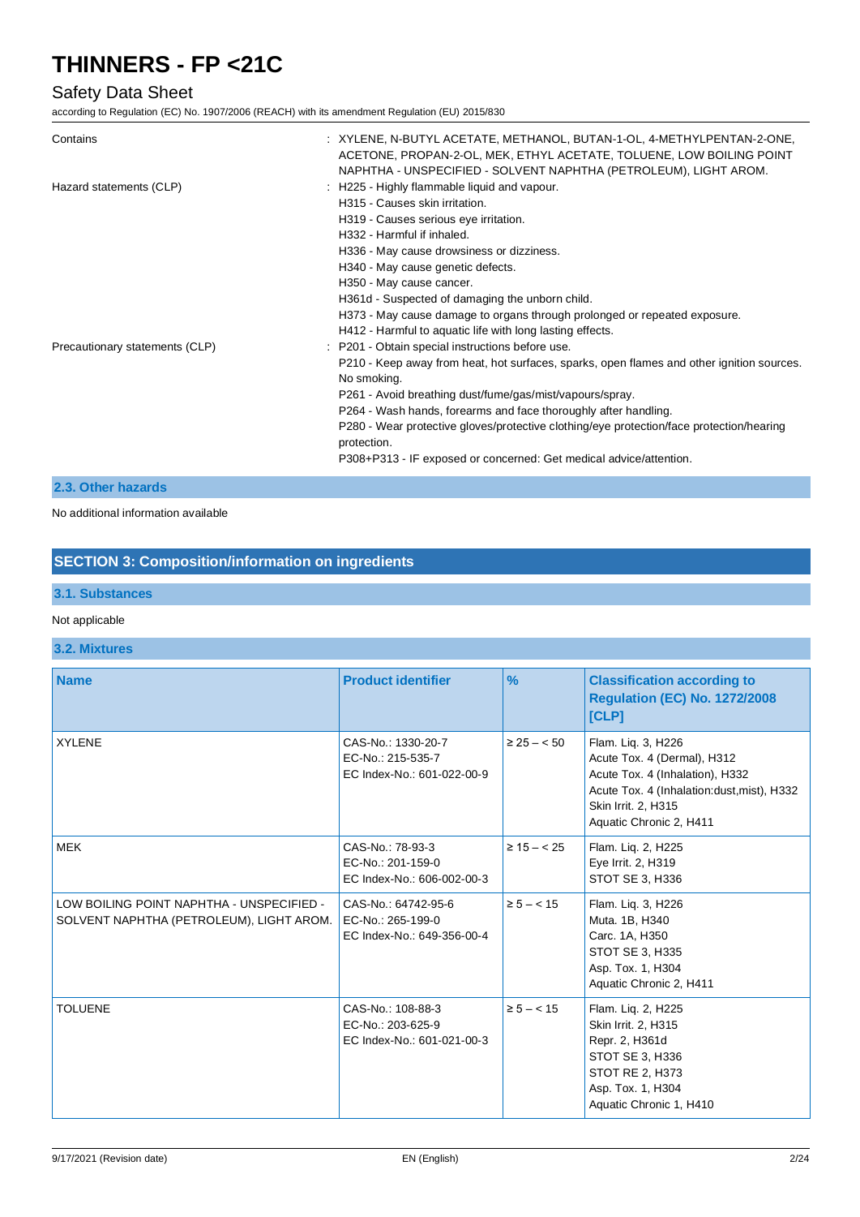| | |
|---|---|
| Contains | : XYLENE, N-BUTYL ACETATE, METHANOL, BUTAN-1-OL, 4-METHYLPENTAN-2-ONE, ACETONE, PROPAN-2-OL, MEK, ETHYL ACETATE, TOLUENE, LOW BOILING POINT NAPHTHA - UNSPECIFIED - SOLVENT NAPHTHA (PETROLEUM), LIGHT AROM. |
| Hazard statements (CLP) | : H225 - Highly flammable liquid and vapour.<br>H315 - Causes skin irritation.<br>H319 - Causes serious eye irritation.<br>H332 - Harmful if inhaled.<br>H336 - May cause drowsiness or dizziness.<br>H340 - May cause genetic defects.<br>H350 - May cause cancer.<br>H361d - Suspected of damaging the unborn child.<br>H373 - May cause damage to organs through prolonged or repeated exposure.<br>H412 - Harmful to aquatic life with long lasting effects. |
| Precautionary statements (CLP) | : P201 - Obtain special instructions before use.<br>P210 - Keep away from heat, hot surfaces, sparks, open flames and other ignition sources. No smoking.<br>P261 - Avoid breathing dust/fume/gas/mist/vapours/spray.<br>P264 - Wash hands, forearms and face thoroughly after handling.<br>P280 - Wear protective gloves/protective clothing/eye protection/face protection/hearing protection.<br>P308+P313 - IF exposed or concerned: Get medical advice/attention. |

### 2.3. Other hazards

No additional information available

## SECTION 3: Composition/information on ingredients

### 3.1. Substances

Not applicable

### 3.2. Mixtures

| Name | Product identifier | % | Classification according to Regulation (EC) No. 1272/2008 [CLP] |
|---|---|---|---|
| XYLENE | CAS-No.: 1330-20-7<br>EC-No.: 215-535-7<br>EC Index-No.: 601-022-00-9 | ≥ 25 – < 50 | Flam. Liq. 3, H226<br>Acute Tox. 4 (Dermal), H312<br>Acute Tox. 4 (Inhalation), H332<br>Acute Tox. 4 (Inhalation:dust,mist), H332<br>Skin Irrit. 2, H315<br>Aquatic Chronic 2, H411 |
| MEK | CAS-No.: 78-93-3<br>EC-No.: 201-159-0<br>EC Index-No.: 606-002-00-3 | ≥ 15 – < 25 | Flam. Liq. 2, H225<br>Eye Irrit. 2, H319<br>STOT SE 3, H336 |
| LOW BOILING POINT NAPHTHA - UNSPECIFIED - SOLVENT NAPHTHA (PETROLEUM), LIGHT AROM. | CAS-No.: 64742-95-6<br>EC-No.: 265-199-0<br>EC Index-No.: 649-356-00-4 | ≥ 5 – < 15 | Flam. Liq. 3, H226<br>Muta. 1B, H340<br>Carc. 1A, H350<br>STOT SE 3, H335<br>Asp. Tox. 1, H304<br>Aquatic Chronic 2, H411 |
| TOLUENE | CAS-No.: 108-88-3<br>EC-No.: 203-625-9<br>EC Index-No.: 601-021-00-3 | ≥ 5 – < 15 | Flam. Liq. 2, H225<br>Skin Irrit. 2, H315<br>Repr. 2, H361d<br>STOT SE 3, H336<br>STOT RE 2, H373<br>Asp. Tox. 1, H304<br>Aquatic Chronic 1, H410 |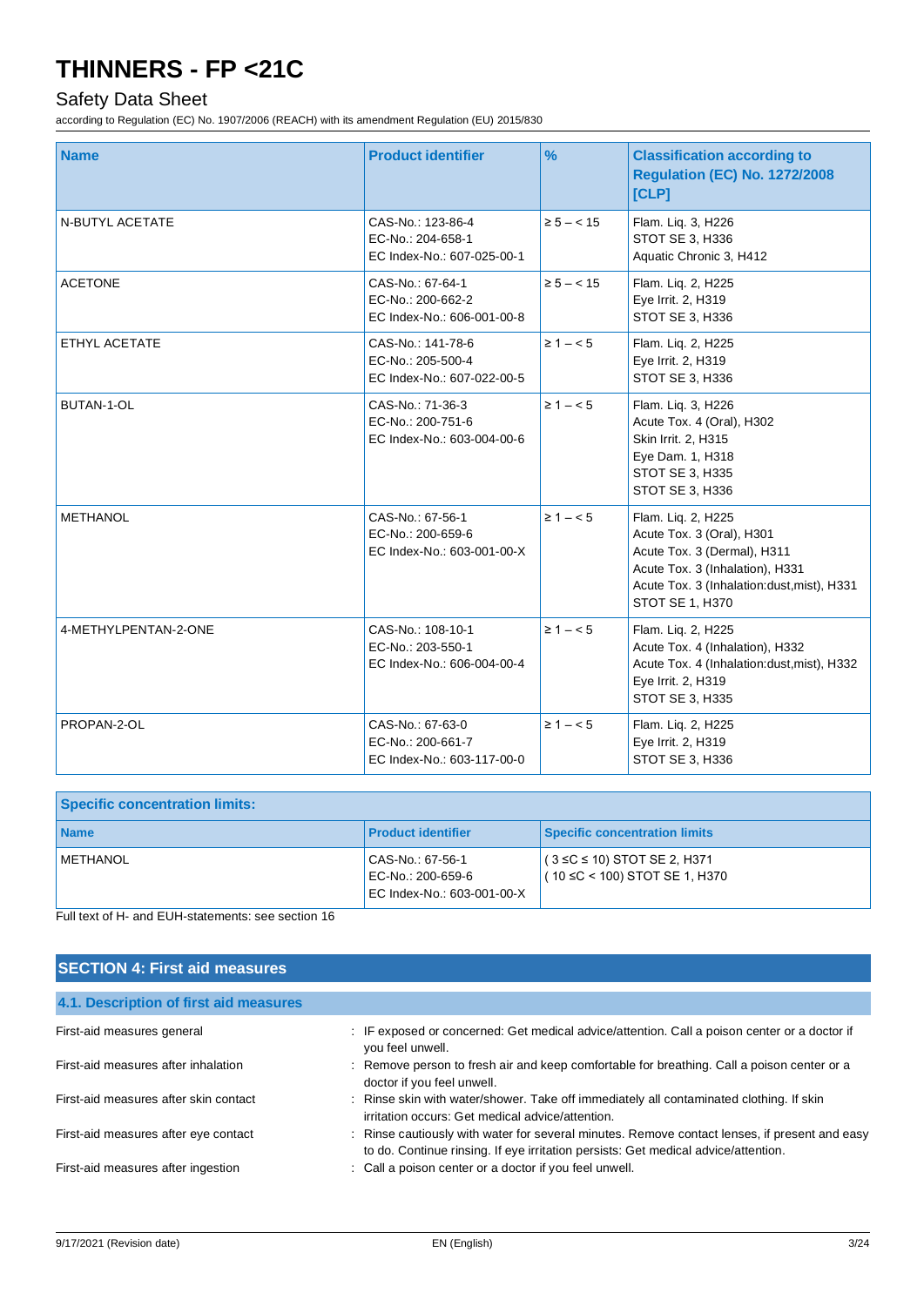| Name | Product identifier | % | Classification according to Regulation (EC) No. 1272/2008 [CLP] |
| --- | --- | --- | --- |
| N-BUTYL ACETATE | CAS-No.: 123-86-4<br>EC-No.: 204-658-1<br>EC Index-No.: 607-025-00-1 | ≥ 5 – < 15 | Flam. Liq. 3, H226<br>STOT SE 3, H336<br>Aquatic Chronic 3, H412 |
| ACETONE | CAS-No.: 67-64-1<br>EC-No.: 200-662-2<br>EC Index-No.: 606-001-00-8 | ≥ 5 – < 15 | Flam. Liq. 2, H225<br>Eye Irrit. 2, H319<br>STOT SE 3, H336 |
| ETHYL ACETATE | CAS-No.: 141-78-6<br>EC-No.: 205-500-4<br>EC Index-No.: 607-022-00-5 | ≥ 1 – < 5 | Flam. Liq. 2, H225<br>Eye Irrit. 2, H319<br>STOT SE 3, H336 |
| BUTAN-1-OL | CAS-No.: 71-36-3<br>EC-No.: 200-751-6<br>EC Index-No.: 603-004-00-6 | ≥ 1 – < 5 | Flam. Liq. 3, H226<br>Acute Tox. 4 (Oral), H302<br>Skin Irrit. 2, H315<br>Eye Dam. 1, H318<br>STOT SE 3, H335<br>STOT SE 3, H336 |
| METHANOL | CAS-No.: 67-56-1<br>EC-No.: 200-659-6<br>EC Index-No.: 603-001-00-X | ≥ 1 – < 5 | Flam. Liq. 2, H225<br>Acute Tox. 3 (Oral), H301<br>Acute Tox. 3 (Dermal), H311<br>Acute Tox. 3 (Inhalation), H331<br>Acute Tox. 3 (Inhalation:dust,mist), H331<br>STOT SE 1, H370 |
| 4-METHYLPENTAN-2-ONE | CAS-No.: 108-10-1<br>EC-No.: 203-550-1<br>EC Index-No.: 606-004-00-4 | ≥ 1 – < 5 | Flam. Liq. 2, H225<br>Acute Tox. 4 (Inhalation), H332<br>Acute Tox. 4 (Inhalation:dust,mist), H332<br>Eye Irrit. 2, H319<br>STOT SE 3, H335 |
| PROPAN-2-OL | CAS-No.: 67-63-0<br>EC-No.: 200-661-7<br>EC Index-No.: 603-117-00-0 | ≥ 1 – < 5 | Flam. Liq. 2, H225<br>Eye Irrit. 2, H319<br>STOT SE 3, H336 |

| Specific concentration limits: | | |
| --- | --- | --- |
| **Name** | **Product identifier** | **Specific concentration limits** |
| METHANOL | CAS-No.: 67-56-1<br>EC-No.: 200-659-6<br>EC Index-No.: 603-001-00-X | ( 3 ≤C ≤ 10) STOT SE 2, H371<br>( 10 ≤C < 100) STOT SE 1, H370 |

Full text of H- and EUH-statements: see section 16

## SECTION 4: First aid measures

### 4.1. Description of first aid measures

First-aid measures general : IF exposed or concerned: Get medical advice/attention. Call a poison center or a doctor if you feel unwell.

First-aid measures after inhalation : Remove person to fresh air and keep comfortable for breathing. Call a poison center or a doctor if you feel unwell.

First-aid measures after skin contact : Rinse skin with water/shower. Take off immediately all contaminated clothing. If skin irritation occurs: Get medical advice/attention.

First-aid measures after eye contact : Rinse cautiously with water for several minutes. Remove contact lenses, if present and easy to do. Continue rinsing. If eye irritation persists: Get medical advice/attention.

First-aid measures after ingestion : Call a poison center or a doctor if you feel unwell.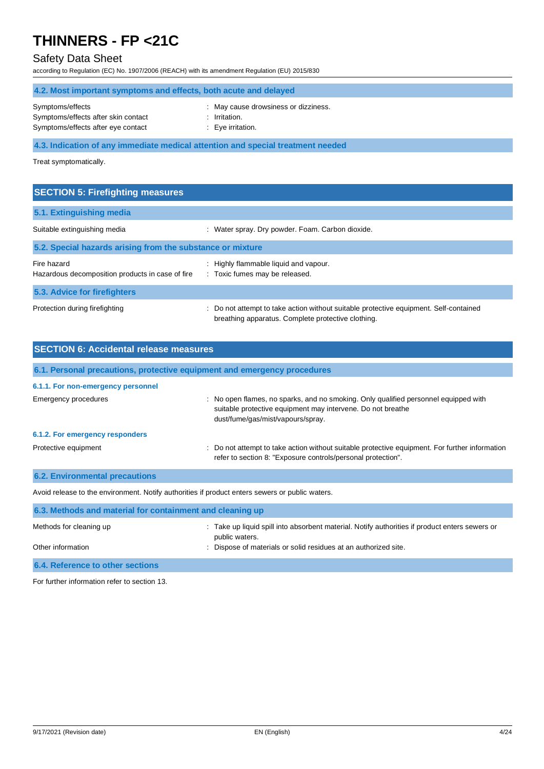### 4.2. Most important symptoms and effects, both acute and delayed

| | |
|---|---|
| Symptoms/effects | : May cause drowsiness or dizziness. |
| Symptoms/effects after skin contact | : Irritation. |
| Symptoms/effects after eye contact | : Eye irritation. |

### 4.3. Indication of any immediate medical attention and special treatment needed

Treat symptomatically.

## SECTION 5: Firefighting measures

### 5.1. Extinguishing media

| | |
|---|---|
| Suitable extinguishing media | : Water spray. Dry powder. Foam. Carbon dioxide. |

### 5.2. Special hazards arising from the substance or mixture

| | |
|---|---|
| Fire hazard | : Highly flammable liquid and vapour. |
| Hazardous decomposition products in case of fire | : Toxic fumes may be released. |

### 5.3. Advice for firefighters

| | |
|---|---|
| Protection during firefighting | : Do not attempt to take action without suitable protective equipment. Self-contained breathing apparatus. Complete protective clothing. |

## SECTION 6: Accidental release measures

### 6.1. Personal precautions, protective equipment and emergency procedures

#### 6.1.1. For non-emergency personnel

| | |
|---|---|
| Emergency procedures | : No open flames, no sparks, and no smoking. Only qualified personnel equipped with suitable protective equipment may intervene. Do not breathe dust/fume/gas/mist/vapours/spray. |

#### 6.1.2. For emergency responders

| | |
|---|---|
| Protective equipment | : Do not attempt to take action without suitable protective equipment. For further information refer to section 8: "Exposure controls/personal protection". |

### 6.2. Environmental precautions

Avoid release to the environment. Notify authorities if product enters sewers or public waters.

### 6.3. Methods and material for containment and cleaning up

| | |
|---|---|
| Methods for cleaning up | : Take up liquid spill into absorbent material. Notify authorities if product enters sewers or public waters. |
| Other information | : Dispose of materials or solid residues at an authorized site. |

### 6.4. Reference to other sections

For further information refer to section 13.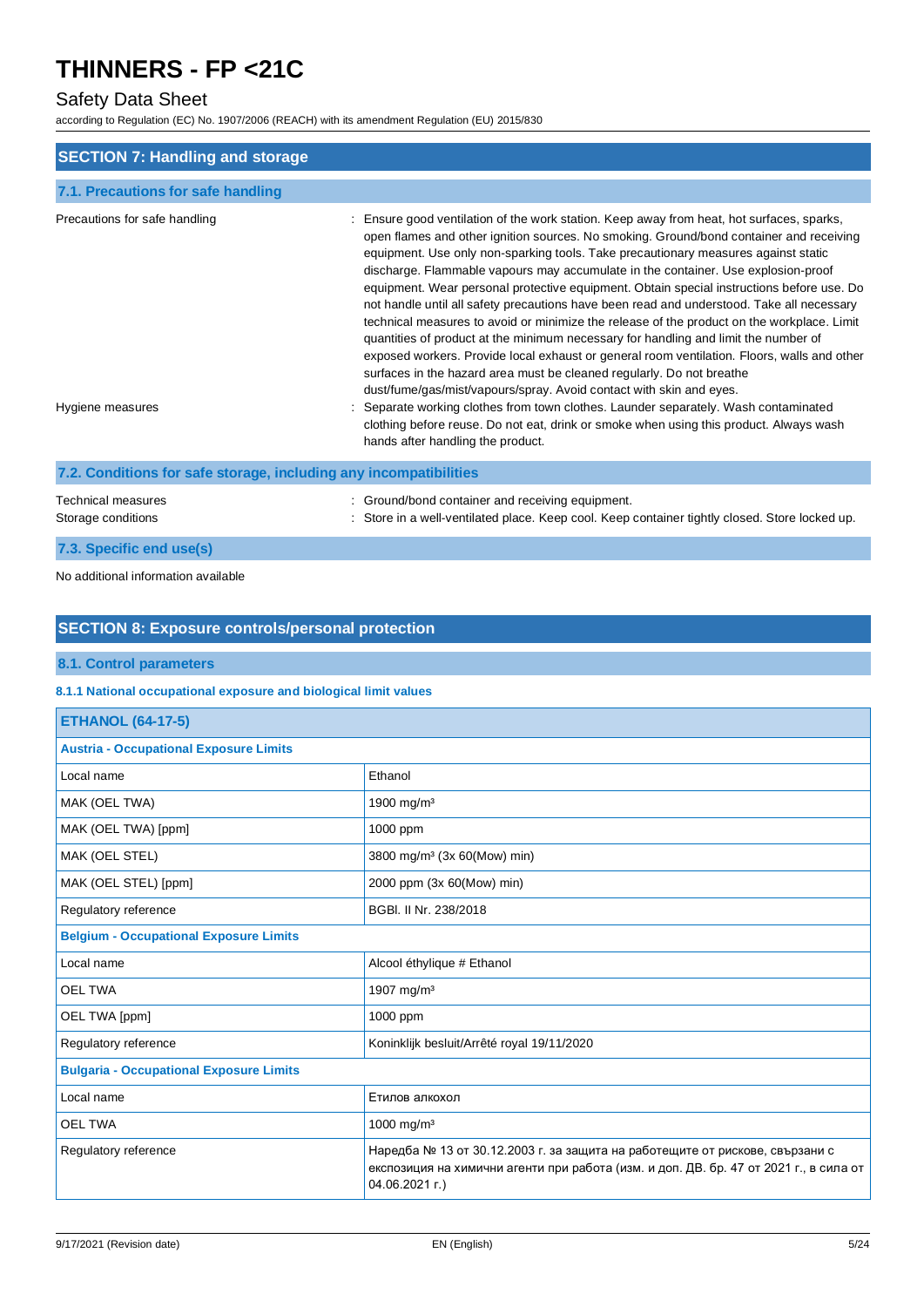## SECTION 7: Handling and storage

### 7.1. Precautions for safe handling

Precautions for safe handling : Ensure good ventilation of the work station. Keep away from heat, hot surfaces, sparks, open flames and other ignition sources. No smoking. Ground/bond container and receiving equipment. Use only non-sparking tools. Take precautionary measures against static discharge. Flammable vapours may accumulate in the container. Use explosion-proof equipment. Wear personal protective equipment. Obtain special instructions before use. Do not handle until all safety precautions have been read and understood. Take all necessary technical measures to avoid or minimize the release of the product on the workplace. Limit quantities of product at the minimum necessary for handling and limit the number of exposed workers. Provide local exhaust or general room ventilation. Floors, walls and other surfaces in the hazard area must be cleaned regularly. Do not breathe dust/fume/gas/mist/vapours/spray. Avoid contact with skin and eyes.

Hygiene measures : Separate working clothes from town clothes. Launder separately. Wash contaminated clothing before reuse. Do not eat, drink or smoke when using this product. Always wash hands after handling the product.

### 7.2. Conditions for safe storage, including any incompatibilities

Technical measures : Ground/bond container and receiving equipment.

Storage conditions : Store in a well-ventilated place. Keep cool. Keep container tightly closed. Store locked up.

### 7.3. Specific end use(s)

No additional information available

## SECTION 8: Exposure controls/personal protection

### 8.1. Control parameters

#### 8.1.1 National occupational exposure and biological limit values

| ETHANOL (64-17-5) | |
|---|---|
| **Austria - Occupational Exposure Limits** | |
| Local name | Ethanol |
| MAK (OEL TWA) | 1900 mg/m³ |
| MAK (OEL TWA) [ppm] | 1000 ppm |
| MAK (OEL STEL) | 3800 mg/m³ (3x 60(Mow) min) |
| MAK (OEL STEL) [ppm] | 2000 ppm (3x 60(Mow) min) |
| Regulatory reference | BGBl. II Nr. 238/2018 |
| **Belgium - Occupational Exposure Limits** | |
| Local name | Alcool éthylique # Ethanol |
| OEL TWA | 1907 mg/m³ |
| OEL TWA [ppm] | 1000 ppm |
| Regulatory reference | Koninklijk besluit/Arrêté royal 19/11/2020 |
| **Bulgaria - Occupational Exposure Limits** | |
| Local name | Етилов алкохол |
| OEL TWA | 1000 mg/m³ |
| Regulatory reference | Наредба № 13 от 30.12.2003 г. за защита на работещите от рискове, свързани с експозиция на химични агенти при работа (изм. и доп. ДВ. бр. 47 от 2021 г., в сила от 04.06.2021 г.) |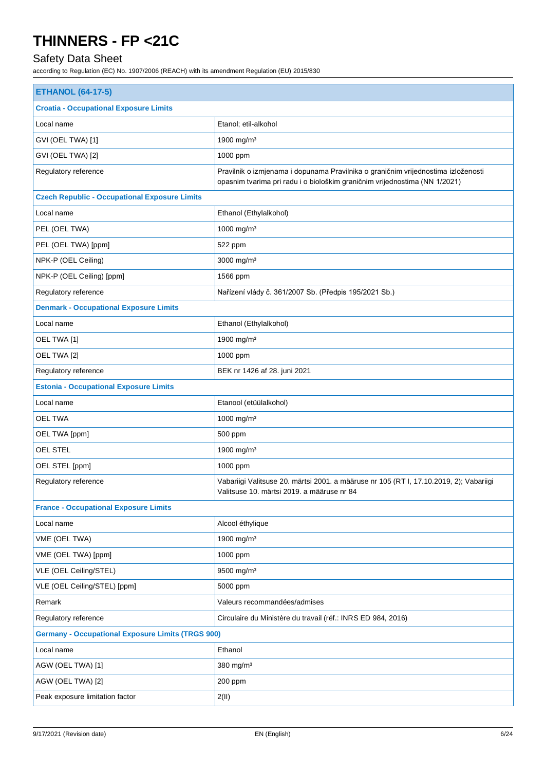| ETHANOL (64-17-5) | |
|---|---|
| **Croatia - Occupational Exposure Limits** | |
| Local name | Etanol; etil-alkohol |
| GVI (OEL TWA) [1] | 1900 mg/m³ |
| GVI (OEL TWA) [2] | 1000 ppm |
| Regulatory reference | Pravilnik o izmjenama i dopunama Pravilnika o graničnim vrijednostima izloženosti opasnim tvarima pri radu i o biološkim graničnim vrijednostima (NN 1/2021) |
| **Czech Republic - Occupational Exposure Limits** | |
| Local name | Ethanol (Ethylalkohol) |
| PEL (OEL TWA) | 1000 mg/m³ |
| PEL (OEL TWA) [ppm] | 522 ppm |
| NPK-P (OEL Ceiling) | 3000 mg/m³ |
| NPK-P (OEL Ceiling) [ppm] | 1566 ppm |
| Regulatory reference | Nařízení vlády č. 361/2007 Sb. (Předpis 195/2021 Sb.) |
| **Denmark - Occupational Exposure Limits** | |
| Local name | Ethanol (Ethylalkohol) |
| OEL TWA [1] | 1900 mg/m³ |
| OEL TWA [2] | 1000 ppm |
| Regulatory reference | BEK nr 1426 af 28. juni 2021 |
| **Estonia - Occupational Exposure Limits** | |
| Local name | Etanool (etüülalkohol) |
| OEL TWA | 1000 mg/m³ |
| OEL TWA [ppm] | 500 ppm |
| OEL STEL | 1900 mg/m³ |
| OEL STEL [ppm] | 1000 ppm |
| Regulatory reference | Vabariigi Valitsuse 20. märtsi 2001. a määruse nr 105 (RT I, 17.10.2019, 2); Vabariigi Valitsuse 10. märtsi 2019. a määruse nr 84 |
| **France - Occupational Exposure Limits** | |
| Local name | Alcool éthylique |
| VME (OEL TWA) | 1900 mg/m³ |
| VME (OEL TWA) [ppm] | 1000 ppm |
| VLE (OEL Ceiling/STEL) | 9500 mg/m³ |
| VLE (OEL Ceiling/STEL) [ppm] | 5000 ppm |
| Remark | Valeurs recommandées/admises |
| Regulatory reference | Circulaire du Ministère du travail (réf.: INRS ED 984, 2016) |
| **Germany - Occupational Exposure Limits (TRGS 900)** | |
| Local name | Ethanol |
| AGW (OEL TWA) [1] | 380 mg/m³ |
| AGW (OEL TWA) [2] | 200 ppm |
| Peak exposure limitation factor | 2(II) |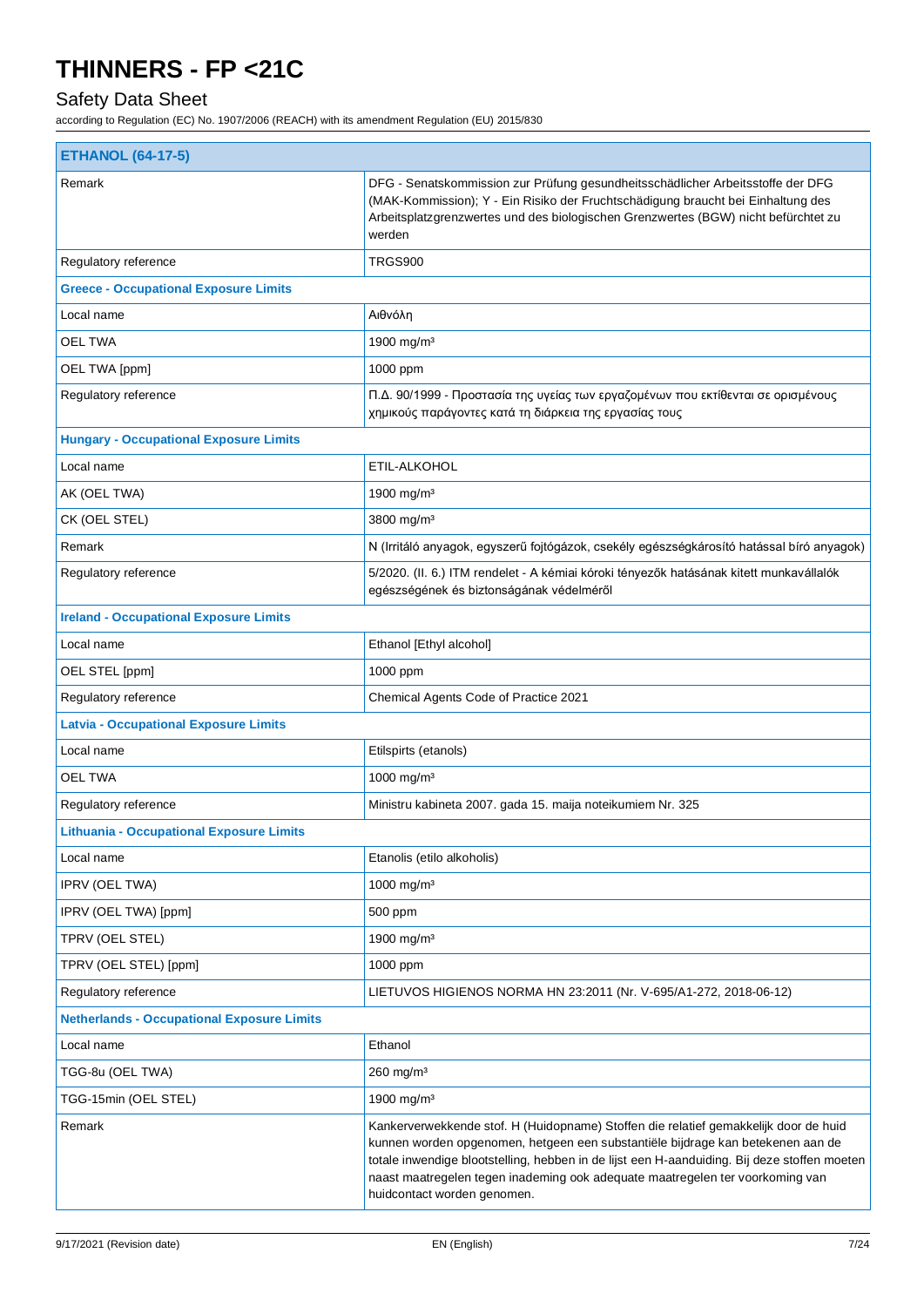# THINNERS - FP <21C

## Safety Data Sheet

according to Regulation (EC) No. 1907/2006 (REACH) with its amendment Regulation (EU) 2015/830

| ETHANOL (64-17-5) | |
|---|---|
| Remark | DFG - Senatskommission zur Prüfung gesundheitsschädlicher Arbeitsstoffe der DFG (MAK-Kommission); Y - Ein Risiko der Fruchtschädigung braucht bei Einhaltung des Arbeitsplatzgrenzwertes und des biologischen Grenzwertes (BGW) nicht befürchtet zu werden |
| Regulatory reference | TRGS900 |
| **Greece - Occupational Exposure Limits** | |
| Local name | Αιθνόλη |
| OEL TWA | 1900 mg/m³ |
| OEL TWA [ppm] | 1000 ppm |
| Regulatory reference | Π.Δ. 90/1999 - Προστασία της υγείας των εργαζομένων που εκτίθενται σε ορισμένους χημικούς παράγοντες κατά τη διάρκεια της εργασίας τους |
| **Hungary - Occupational Exposure Limits** | |
| Local name | ETIL-ALKOHOL |
| AK (OEL TWA) | 1900 mg/m³ |
| CK (OEL STEL) | 3800 mg/m³ |
| Remark | N (Irritáló anyagok, egyszerű fojtógázok, csekély egészségkárosító hatással bíró anyagok) |
| Regulatory reference | 5/2020. (II. 6.) ITM rendelet - A kémiai kóroki tényezők hatásának kitett munkavállalók egészségének és biztonságának védelméről |
| **Ireland - Occupational Exposure Limits** | |
| Local name | Ethanol [Ethyl alcohol] |
| OEL STEL [ppm] | 1000 ppm |
| Regulatory reference | Chemical Agents Code of Practice 2021 |
| **Latvia - Occupational Exposure Limits** | |
| Local name | Etilspirts (etanols) |
| OEL TWA | 1000 mg/m³ |
| Regulatory reference | Ministru kabineta 2007. gada 15. maija noteikumiem Nr. 325 |
| **Lithuania - Occupational Exposure Limits** | |
| Local name | Etanolis (etilo alkoholis) |
| IPRV (OEL TWA) | 1000 mg/m³ |
| IPRV (OEL TWA) [ppm] | 500 ppm |
| TPRV (OEL STEL) | 1900 mg/m³ |
| TPRV (OEL STEL) [ppm] | 1000 ppm |
| Regulatory reference | LIETUVOS HIGIENOS NORMA HN 23:2011 (Nr. V-695/A1-272, 2018-06-12) |
| **Netherlands - Occupational Exposure Limits** | |
| Local name | Ethanol |
| TGG-8u (OEL TWA) | 260 mg/m³ |
| TGG-15min (OEL STEL) | 1900 mg/m³ |
| Remark | Kankerverwekkende stof. H (Huidopname) Stoffen die relatief gemakkelijk door de huid kunnen worden opgenomen, hetgeen een substantiële bijdrage kan betekenen aan de totale inwendige blootstelling, hebben in de lijst een H-aanduiding. Bij deze stoffen moeten naast maatregelen tegen inademing ook adequate maatregelen ter voorkoming van huidcontact worden genomen. |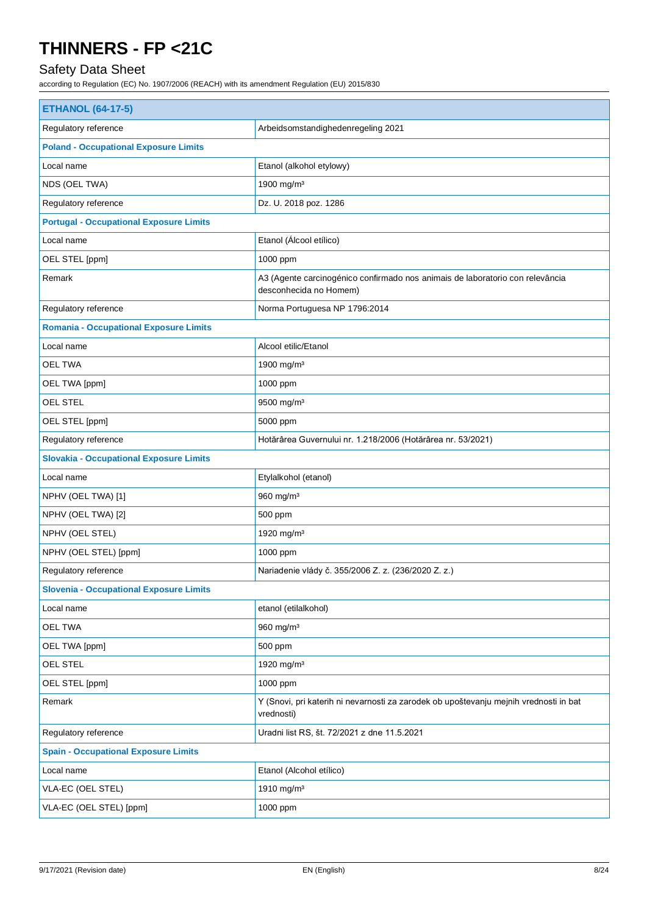# THINNERS - FP <21C

## Safety Data Sheet

according to Regulation (EC) No. 1907/2006 (REACH) with its amendment Regulation (EU) 2015/830

| ETHANOL (64-17-5) | |
|---|---|
| Regulatory reference | Arbeidsomstandighedenregeling 2021 |
| **Poland - Occupational Exposure Limits** | |
| Local name | Etanol (alkohol etylowy) |
| NDS (OEL TWA) | 1900 mg/m³ |
| Regulatory reference | Dz. U. 2018 poz. 1286 |
| **Portugal - Occupational Exposure Limits** | |
| Local name | Etanol (Álcool etílico) |
| OEL STEL [ppm] | 1000 ppm |
| Remark | A3 (Agente carcinogénico confirmado nos animais de laboratorio con relevância desconhecida no Homem) |
| Regulatory reference | Norma Portuguesa NP 1796:2014 |
| **Romania - Occupational Exposure Limits** | |
| Local name | Alcool etilic/Etanol |
| OEL TWA | 1900 mg/m³ |
| OEL TWA [ppm] | 1000 ppm |
| OEL STEL | 9500 mg/m³ |
| OEL STEL [ppm] | 5000 ppm |
| Regulatory reference | Hotărârea Guvernului nr. 1.218/2006 (Hotărârea nr. 53/2021) |
| **Slovakia - Occupational Exposure Limits** | |
| Local name | Etylalkohol (etanol) |
| NPHV (OEL TWA) [1] | 960 mg/m³ |
| NPHV (OEL TWA) [2] | 500 ppm |
| NPHV (OEL STEL) | 1920 mg/m³ |
| NPHV (OEL STEL) [ppm] | 1000 ppm |
| Regulatory reference | Nariadenie vlády č. 355/2006 Z. z. (236/2020 Z. z.) |
| **Slovenia - Occupational Exposure Limits** | |
| Local name | etanol (etilalkohol) |
| OEL TWA | 960 mg/m³ |
| OEL TWA [ppm] | 500 ppm |
| OEL STEL | 1920 mg/m³ |
| OEL STEL [ppm] | 1000 ppm |
| Remark | Y (Snovi, pri katerih ni nevarnosti za zarodek ob upoštevanju mejnih vrednosti in bat vrednosti) |
| Regulatory reference | Uradni list RS, št. 72/2021 z dne 11.5.2021 |
| **Spain - Occupational Exposure Limits** | |
| Local name | Etanol (Alcohol etílico) |
| VLA-EC (OEL STEL) | 1910 mg/m³ |
| VLA-EC (OEL STEL) [ppm] | 1000 ppm |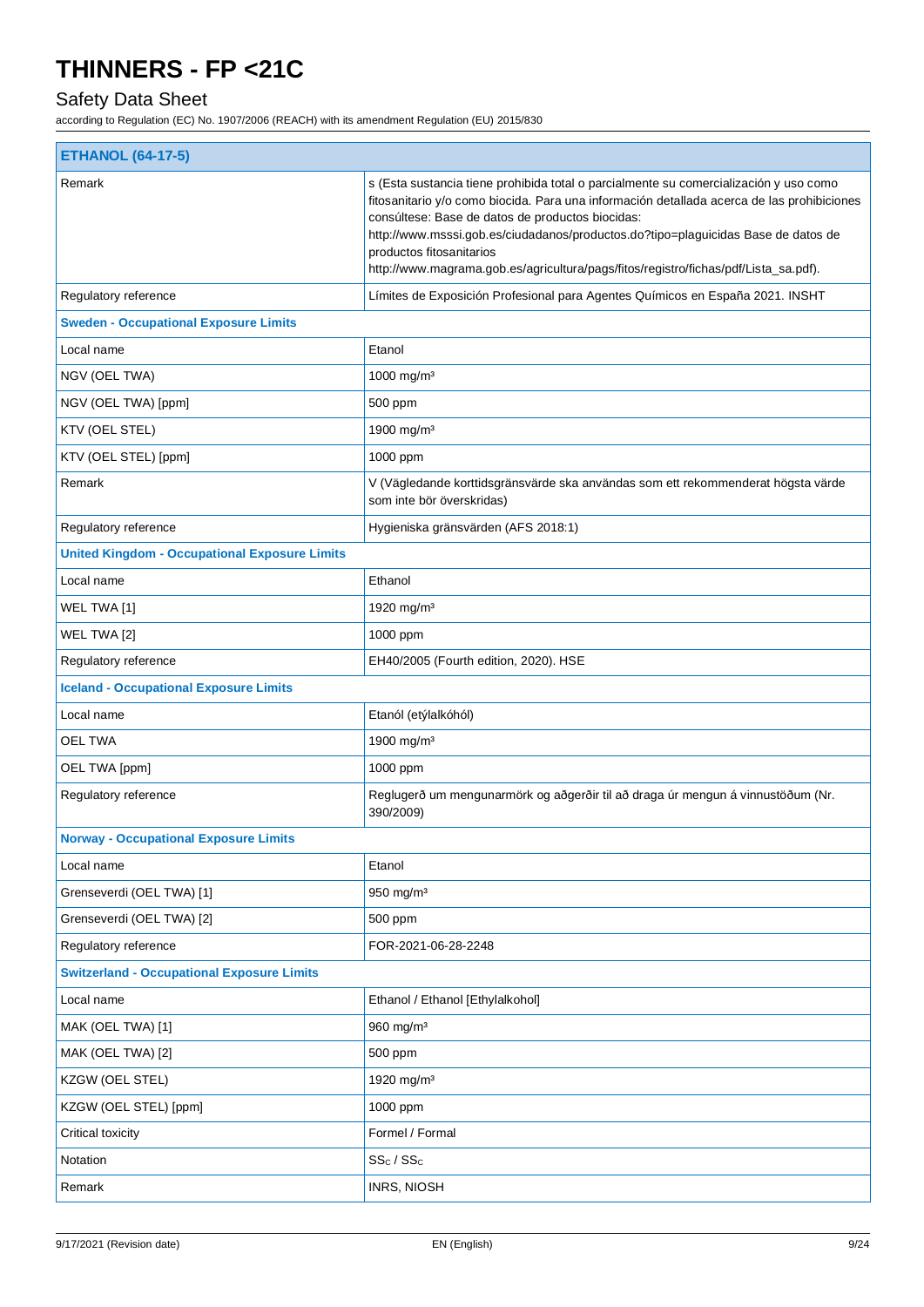| ETHANOL (64-17-5) | |
|---|---|
| Remark | s (Esta sustancia tiene prohibida total o parcialmente su comercialización y uso como fitosanitario y/o como biocida. Para una información detallada acerca de las prohibiciones consúltese: Base de datos de productos biocidas: http://www.msssi.gob.es/ciudadanos/productos.do?tipo=plaguicidas Base de datos de productos fitosanitarios http://www.magrama.gob.es/agricultura/pags/fitos/registro/fichas/pdf/Lista_sa.pdf). |
| Regulatory reference | Límites de Exposición Profesional para Agentes Químicos en España 2021. INSHT |
| **Sweden - Occupational Exposure Limits** | |
| Local name | Etanol |
| NGV (OEL TWA) | 1000 mg/m³ |
| NGV (OEL TWA) [ppm] | 500 ppm |
| KTV (OEL STEL) | 1900 mg/m³ |
| KTV (OEL STEL) [ppm] | 1000 ppm |
| Remark | V (Vägledande korttidsgränsvärde ska användas som ett rekommenderat högsta värde som inte bör överskridas) |
| Regulatory reference | Hygieniska gränsvärden (AFS 2018:1) |
| **United Kingdom - Occupational Exposure Limits** | |
| Local name | Ethanol |
| WEL TWA [1] | 1920 mg/m³ |
| WEL TWA [2] | 1000 ppm |
| Regulatory reference | EH40/2005 (Fourth edition, 2020). HSE |
| **Iceland - Occupational Exposure Limits** | |
| Local name | Etanól (etýlalkóhól) |
| OEL TWA | 1900 mg/m³ |
| OEL TWA [ppm] | 1000 ppm |
| Regulatory reference | Reglugerð um mengunarmörk og aðgerðir til að draga úr mengun á vinnustöðum (Nr. 390/2009) |
| **Norway - Occupational Exposure Limits** | |
| Local name | Etanol |
| Grenseverdi (OEL TWA) [1] | 950 mg/m³ |
| Grenseverdi (OEL TWA) [2] | 500 ppm |
| Regulatory reference | FOR-2021-06-28-2248 |
| **Switzerland - Occupational Exposure Limits** | |
| Local name | Ethanol / Ethanol [Ethylalkohol] |
| MAK (OEL TWA) [1] | 960 mg/m³ |
| MAK (OEL TWA) [2] | 500 ppm |
| KZGW (OEL STEL) | 1920 mg/m³ |
| KZGW (OEL STEL) [ppm] | 1000 ppm |
| Critical toxicity | Formel / Formal |
| Notation | $SS_C$ / $SS_C$ |
| Remark | INRS, NIOSH |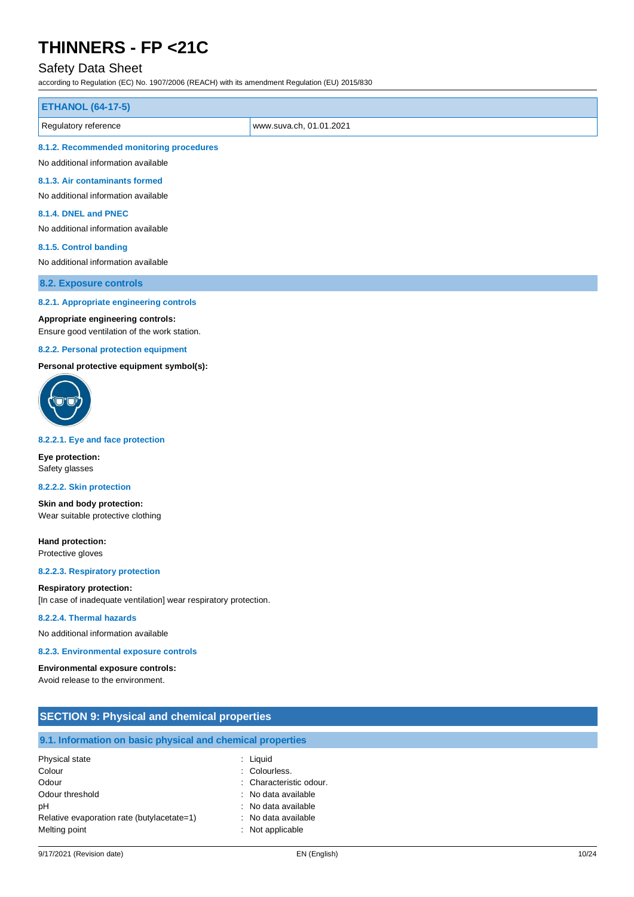| ETHANOL (64-17-5) | |
|---|---|
| Regulatory reference | www.suva.ch, 01.01.2021 |

#### 8.1.2. Recommended monitoring procedures

No additional information available

#### 8.1.3. Air contaminants formed

No additional information available

#### 8.1.4. DNEL and PNEC

No additional information available

#### 8.1.5. Control banding

No additional information available

### 8.2. Exposure controls

#### 8.2.1. Appropriate engineering controls

**Appropriate engineering controls:**
Ensure good ventilation of the work station.

#### 8.2.2. Personal protection equipment

**Personal protective equipment symbol(s):**

#### 8.2.2.1. Eye and face protection

**Eye protection:**
Safety glasses

#### 8.2.2.2. Skin protection

**Skin and body protection:**
Wear suitable protective clothing

**Hand protection:**
Protective gloves

#### 8.2.2.3. Respiratory protection

**Respiratory protection:**
[In case of inadequate ventilation] wear respiratory protection.

#### 8.2.2.4. Thermal hazards

No additional information available

#### 8.2.3. Environmental exposure controls

**Environmental exposure controls:**
Avoid release to the environment.

## SECTION 9: Physical and chemical properties

### 9.1. Information on basic physical and chemical properties

| | |
|---|---|
| Physical state | : Liquid |
| Colour | : Colourless. |
| Odour | : Characteristic odour. |
| Odour threshold | : No data available |
| pH | : No data available |
| Relative evaporation rate (butylacetate=1) | : No data available |
| Melting point | : Not applicable |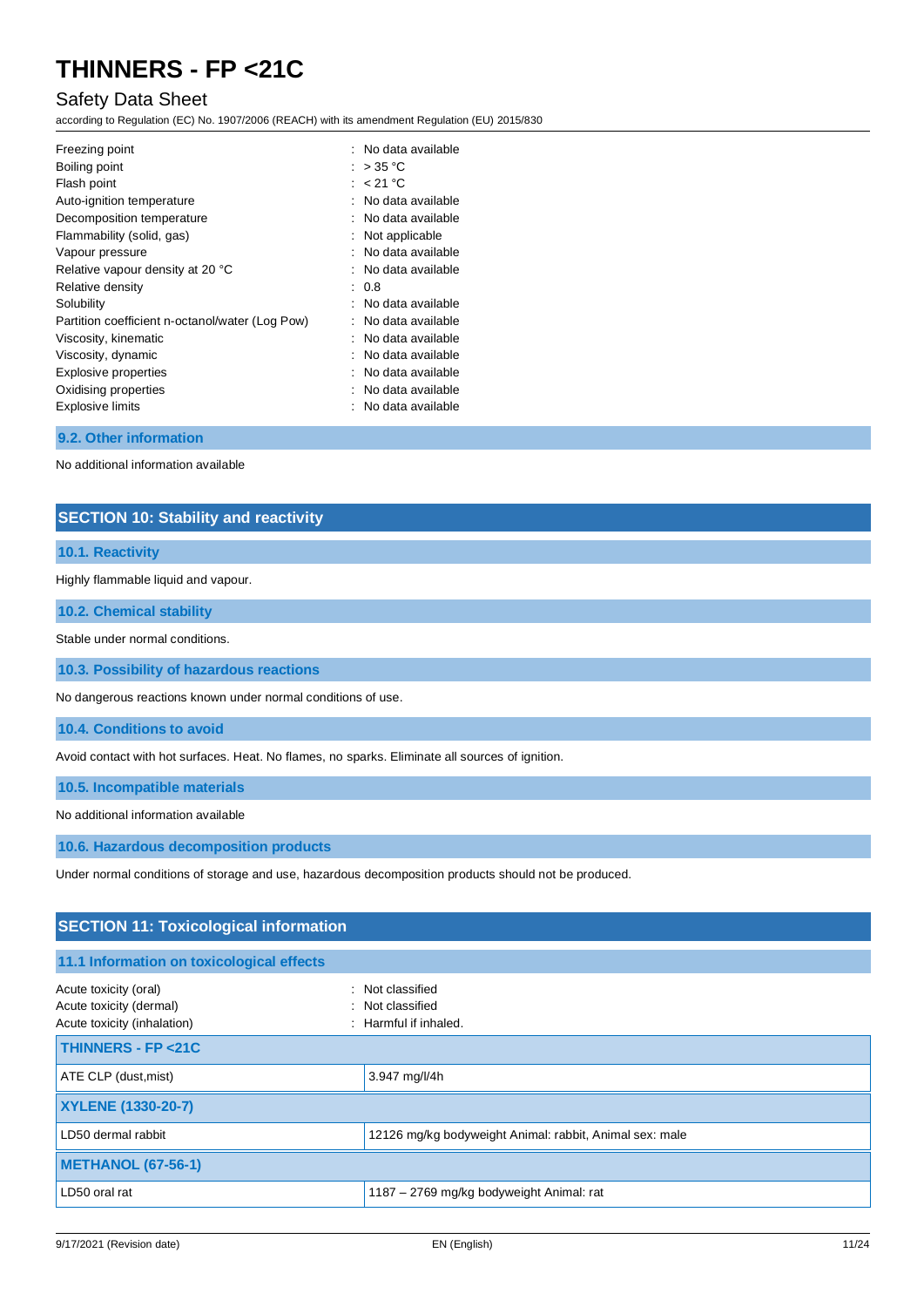| | |
|---|---|
| Freezing point | : No data available |
| Boiling point | : > 35 °C |
| Flash point | : < 21 °C |
| Auto-ignition temperature | : No data available |
| Decomposition temperature | : No data available |
| Flammability (solid, gas) | : Not applicable |
| Vapour pressure | : No data available |
| Relative vapour density at 20 °C | : No data available |
| Relative density | : 0.8 |
| Solubility | : No data available |
| Partition coefficient n-octanol/water (Log Pow) | : No data available |
| Viscosity, kinematic | : No data available |
| Viscosity, dynamic | : No data available |
| Explosive properties | : No data available |
| Oxidising properties | : No data available |
| Explosive limits | : No data available |

### 9.2. Other information

No additional information available

## SECTION 10: Stability and reactivity

### 10.1. Reactivity

Highly flammable liquid and vapour.

### 10.2. Chemical stability

Stable under normal conditions.

### 10.3. Possibility of hazardous reactions

No dangerous reactions known under normal conditions of use.

### 10.4. Conditions to avoid

Avoid contact with hot surfaces. Heat. No flames, no sparks. Eliminate all sources of ignition.

### 10.5. Incompatible materials

No additional information available

### 10.6. Hazardous decomposition products

Under normal conditions of storage and use, hazardous decomposition products should not be produced.

## SECTION 11: Toxicological information

### 11.1 Information on toxicological effects

| | |
|---|---|
| Acute toxicity (oral) | : Not classified |
| Acute toxicity (dermal) | : Not classified |
| Acute toxicity (inhalation) | : Harmful if inhaled. |

| **THINNERS - FP <21C** | |
|---|---|
| ATE CLP (dust,mist) | 3.947 mg/l/4h |
| **XYLENE (1330-20-7)** | |
| LD50 dermal rabbit | 12126 mg/kg bodyweight Animal: rabbit, Animal sex: male |
| **METHANOL (67-56-1)** | |
| LD50 oral rat | 1187 – 2769 mg/kg bodyweight Animal: rat |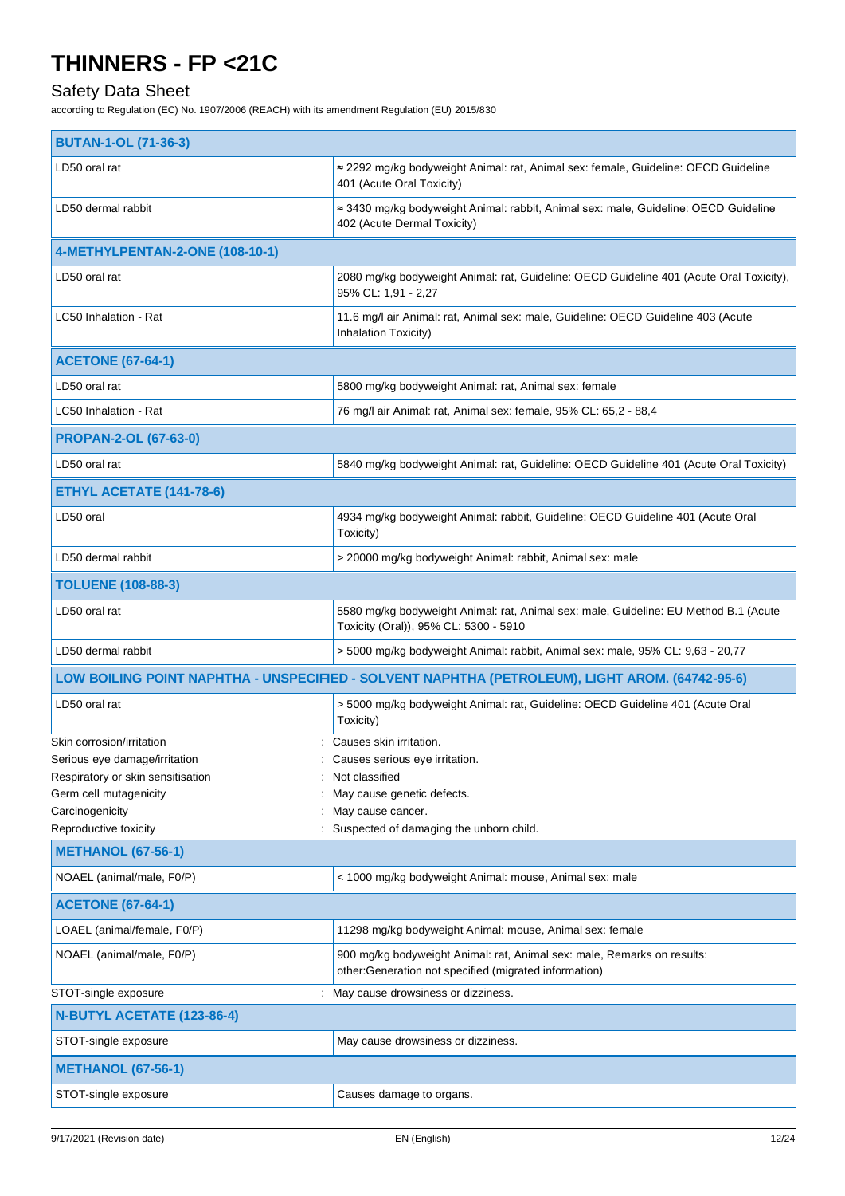| BUTAN-1-OL (71-36-3) | |
|---|---|
| LD50 oral rat | ≈ 2292 mg/kg bodyweight Animal: rat, Animal sex: female, Guideline: OECD Guideline 401 (Acute Oral Toxicity) |
| LD50 dermal rabbit | ≈ 3430 mg/kg bodyweight Animal: rabbit, Animal sex: male, Guideline: OECD Guideline 402 (Acute Dermal Toxicity) |
| **4-METHYLPENTAN-2-ONE (108-10-1)** | |
| LD50 oral rat | 2080 mg/kg bodyweight Animal: rat, Guideline: OECD Guideline 401 (Acute Oral Toxicity), 95% CL: 1,91 - 2,27 |
| LC50 Inhalation - Rat | 11.6 mg/l air Animal: rat, Animal sex: male, Guideline: OECD Guideline 403 (Acute Inhalation Toxicity) |
| **ACETONE (67-64-1)** | |
| LD50 oral rat | 5800 mg/kg bodyweight Animal: rat, Animal sex: female |
| LC50 Inhalation - Rat | 76 mg/l air Animal: rat, Animal sex: female, 95% CL: 65,2 - 88,4 |
| **PROPAN-2-OL (67-63-0)** | |
| LD50 oral rat | 5840 mg/kg bodyweight Animal: rat, Guideline: OECD Guideline 401 (Acute Oral Toxicity) |
| **ETHYL ACETATE (141-78-6)** | |
| LD50 oral | 4934 mg/kg bodyweight Animal: rabbit, Guideline: OECD Guideline 401 (Acute Oral Toxicity) |
| LD50 dermal rabbit | > 20000 mg/kg bodyweight Animal: rabbit, Animal sex: male |
| **TOLUENE (108-88-3)** | |
| LD50 oral rat | 5580 mg/kg bodyweight Animal: rat, Animal sex: male, Guideline: EU Method B.1 (Acute Toxicity (Oral)), 95% CL: 5300 - 5910 |
| LD50 dermal rabbit | > 5000 mg/kg bodyweight Animal: rabbit, Animal sex: male, 95% CL: 9,63 - 20,77 |
| **LOW BOILING POINT NAPHTHA - UNSPECIFIED - SOLVENT NAPHTHA (PETROLEUM), LIGHT AROM. (64742-95-6)** | |
| LD50 oral rat | > 5000 mg/kg bodyweight Animal: rat, Guideline: OECD Guideline 401 (Acute Oral Toxicity) |

Skin corrosion/irritation : Causes skin irritation.

Serious eye damage/irritation : Causes serious eye irritation.

Respiratory or skin sensitisation : Not classified

Germ cell mutagenicity : May cause genetic defects.

Carcinogenicity : May cause cancer.

Reproductive toxicity : Suspected of damaging the unborn child.

| METHANOL (67-56-1) | |
|---|---|
| NOAEL (animal/male, F0/P) | < 1000 mg/kg bodyweight Animal: mouse, Animal sex: male |
| **ACETONE (67-64-1)** | |
| LOAEL (animal/female, F0/P) | 11298 mg/kg bodyweight Animal: mouse, Animal sex: female |
| NOAEL (animal/male, F0/P) | 900 mg/kg bodyweight Animal: rat, Animal sex: male, Remarks on results: other:Generation not specified (migrated information) |

STOT-single exposure : May cause drowsiness or dizziness.

| N-BUTYL ACETATE (123-86-4) | |
|---|---|
| STOT-single exposure | May cause drowsiness or dizziness. |
| **METHANOL (67-56-1)** | |
| STOT-single exposure | Causes damage to organs. |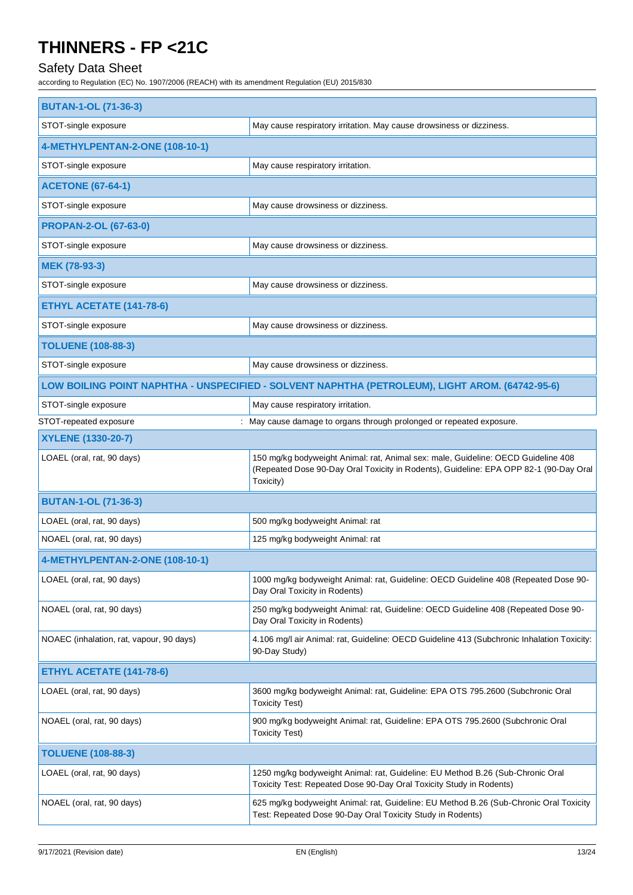| BUTAN-1-OL (71-36-3) | |
|---|---|
| STOT-single exposure | May cause respiratory irritation. May cause drowsiness or dizziness. |
| **4-METHYLPENTAN-2-ONE (108-10-1)** | |
| STOT-single exposure | May cause respiratory irritation. |
| **ACETONE (67-64-1)** | |
| STOT-single exposure | May cause drowsiness or dizziness. |
| **PROPAN-2-OL (67-63-0)** | |
| STOT-single exposure | May cause drowsiness or dizziness. |
| **MEK (78-93-3)** | |
| STOT-single exposure | May cause drowsiness or dizziness. |
| **ETHYL ACETATE (141-78-6)** | |
| STOT-single exposure | May cause drowsiness or dizziness. |
| **TOLUENE (108-88-3)** | |
| STOT-single exposure | May cause drowsiness or dizziness. |
| **LOW BOILING POINT NAPHTHA - UNSPECIFIED - SOLVENT NAPHTHA (PETROLEUM), LIGHT AROM. (64742-95-6)** | |
| STOT-single exposure | May cause respiratory irritation. |

STOT-repeated exposure : May cause damage to organs through prolonged or repeated exposure.

| XYLENE (1330-20-7) | |
|---|---|
| LOAEL (oral, rat, 90 days) | 150 mg/kg bodyweight Animal: rat, Animal sex: male, Guideline: OECD Guideline 408 (Repeated Dose 90-Day Oral Toxicity in Rodents), Guideline: EPA OPP 82-1 (90-Day Oral Toxicity) |
| **BUTAN-1-OL (71-36-3)** | |
| LOAEL (oral, rat, 90 days) | 500 mg/kg bodyweight Animal: rat |
| NOAEL (oral, rat, 90 days) | 125 mg/kg bodyweight Animal: rat |
| **4-METHYLPENTAN-2-ONE (108-10-1)** | |
| LOAEL (oral, rat, 90 days) | 1000 mg/kg bodyweight Animal: rat, Guideline: OECD Guideline 408 (Repeated Dose 90-Day Oral Toxicity in Rodents) |
| NOAEL (oral, rat, 90 days) | 250 mg/kg bodyweight Animal: rat, Guideline: OECD Guideline 408 (Repeated Dose 90-Day Oral Toxicity in Rodents) |
| NOAEC (inhalation, rat, vapour, 90 days) | 4.106 mg/l air Animal: rat, Guideline: OECD Guideline 413 (Subchronic Inhalation Toxicity: 90-Day Study) |
| **ETHYL ACETATE (141-78-6)** | |
| LOAEL (oral, rat, 90 days) | 3600 mg/kg bodyweight Animal: rat, Guideline: EPA OTS 795.2600 (Subchronic Oral Toxicity Test) |
| NOAEL (oral, rat, 90 days) | 900 mg/kg bodyweight Animal: rat, Guideline: EPA OTS 795.2600 (Subchronic Oral Toxicity Test) |
| **TOLUENE (108-88-3)** | |
| LOAEL (oral, rat, 90 days) | 1250 mg/kg bodyweight Animal: rat, Guideline: EU Method B.26 (Sub-Chronic Oral Toxicity Test: Repeated Dose 90-Day Oral Toxicity Study in Rodents) |
| NOAEL (oral, rat, 90 days) | 625 mg/kg bodyweight Animal: rat, Guideline: EU Method B.26 (Sub-Chronic Oral Toxicity Test: Repeated Dose 90-Day Oral Toxicity Study in Rodents) |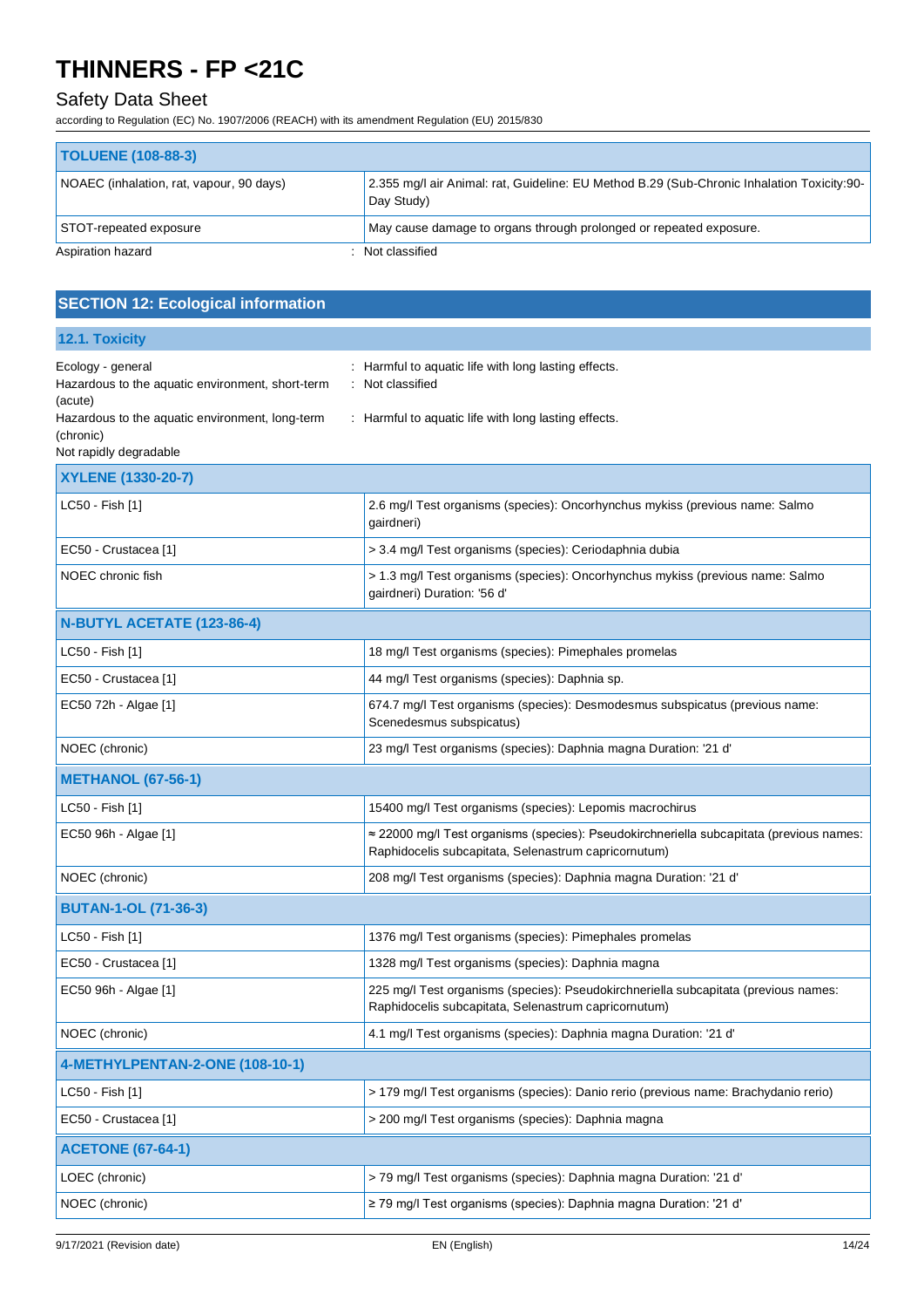| TOLUENE (108-88-3) | |
|---|---|
| NOAEC (inhalation, rat, vapour, 90 days) | 2.355 mg/l air Animal: rat, Guideline: EU Method B.29 (Sub-Chronic Inhalation Toxicity:90-Day Study) |
| STOT-repeated exposure | May cause damage to organs through prolonged or repeated exposure. |

Aspiration hazard : Not classified

## SECTION 12: Ecological information

### 12.1. Toxicity

Ecology - general : Harmful to aquatic life with long lasting effects.

Hazardous to the aquatic environment, short-term (acute) : Not classified

Hazardous to the aquatic environment, long-term (chronic) : Harmful to aquatic life with long lasting effects.

Not rapidly degradable

| XYLENE (1330-20-7) | |
|---|---|
| LC50 - Fish [1] | 2.6 mg/l Test organisms (species): Oncorhynchus mykiss (previous name: Salmo gairdneri) |
| EC50 - Crustacea [1] | > 3.4 mg/l Test organisms (species): Ceriodaphnia dubia |
| NOEC chronic fish | > 1.3 mg/l Test organisms (species): Oncorhynchus mykiss (previous name: Salmo gairdneri) Duration: '56 d' |
| **N-BUTYL ACETATE (123-86-4)** | |
| LC50 - Fish [1] | 18 mg/l Test organisms (species): Pimephales promelas |
| EC50 - Crustacea [1] | 44 mg/l Test organisms (species): Daphnia sp. |
| EC50 72h - Algae [1] | 674.7 mg/l Test organisms (species): Desmodesmus subspicatus (previous name: Scenedesmus subspicatus) |
| NOEC (chronic) | 23 mg/l Test organisms (species): Daphnia magna Duration: '21 d' |
| **METHANOL (67-56-1)** | |
| LC50 - Fish [1] | 15400 mg/l Test organisms (species): Lepomis macrochirus |
| EC50 96h - Algae [1] | ≈ 22000 mg/l Test organisms (species): Pseudokirchneriella subcapitata (previous names: Raphidocelis subcapitata, Selenastrum capricornutum) |
| NOEC (chronic) | 208 mg/l Test organisms (species): Daphnia magna Duration: '21 d' |
| **BUTAN-1-OL (71-36-3)** | |
| LC50 - Fish [1] | 1376 mg/l Test organisms (species): Pimephales promelas |
| EC50 - Crustacea [1] | 1328 mg/l Test organisms (species): Daphnia magna |
| EC50 96h - Algae [1] | 225 mg/l Test organisms (species): Pseudokirchneriella subcapitata (previous names: Raphidocelis subcapitata, Selenastrum capricornutum) |
| NOEC (chronic) | 4.1 mg/l Test organisms (species): Daphnia magna Duration: '21 d' |
| **4-METHYLPENTAN-2-ONE (108-10-1)** | |
| LC50 - Fish [1] | > 179 mg/l Test organisms (species): Danio rerio (previous name: Brachydanio rerio) |
| EC50 - Crustacea [1] | > 200 mg/l Test organisms (species): Daphnia magna |
| **ACETONE (67-64-1)** | |
| LOEC (chronic) | > 79 mg/l Test organisms (species): Daphnia magna Duration: '21 d' |
| NOEC (chronic) | ≥ 79 mg/l Test organisms (species): Daphnia magna Duration: '21 d' |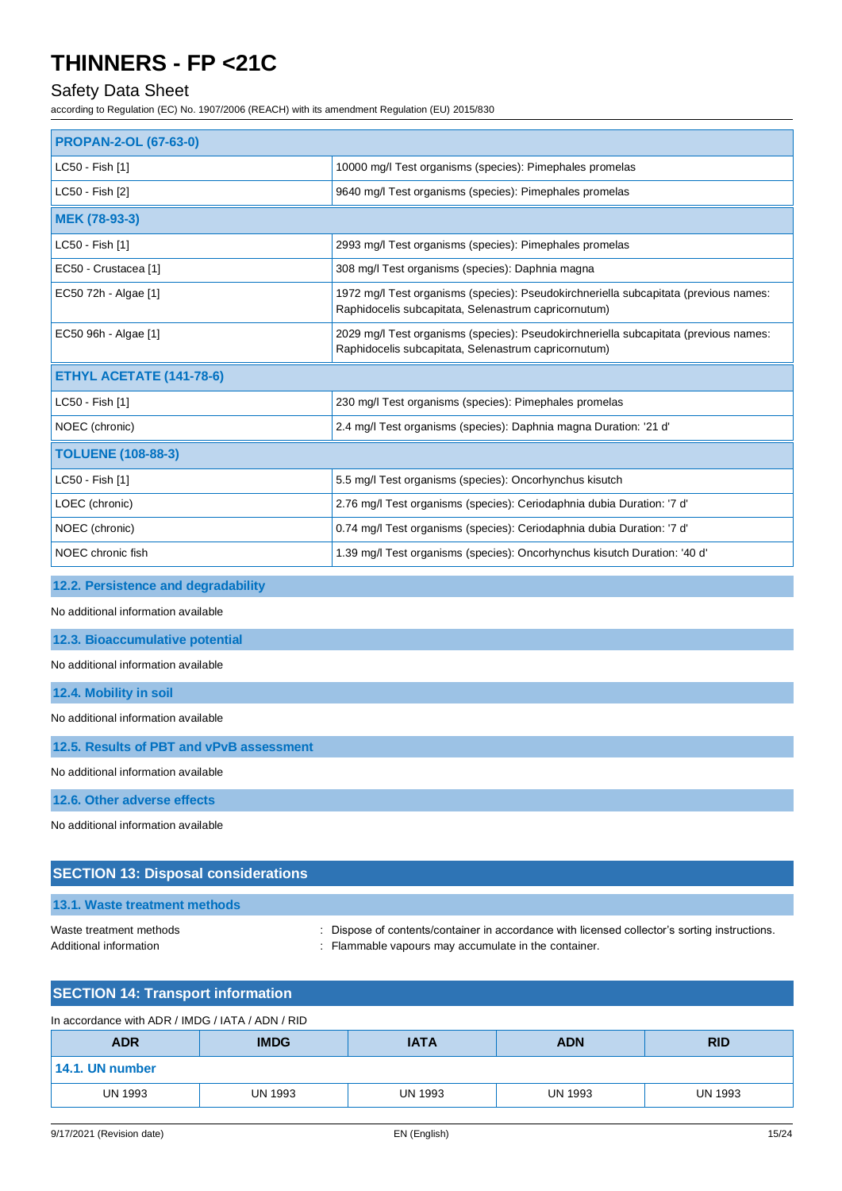| PROPAN-2-OL (67-63-0) | |
|---|---|
| LC50 - Fish [1] | 10000 mg/l Test organisms (species): Pimephales promelas |
| LC50 - Fish [2] | 9640 mg/l Test organisms (species): Pimephales promelas |
| **MEK (78-93-3)** | |
| LC50 - Fish [1] | 2993 mg/l Test organisms (species): Pimephales promelas |
| EC50 - Crustacea [1] | 308 mg/l Test organisms (species): Daphnia magna |
| EC50 72h - Algae [1] | 1972 mg/l Test organisms (species): Pseudokirchneriella subcapitata (previous names: Raphidocelis subcapitata, Selenastrum capricornutum) |
| EC50 96h - Algae [1] | 2029 mg/l Test organisms (species): Pseudokirchneriella subcapitata (previous names: Raphidocelis subcapitata, Selenastrum capricornutum) |
| **ETHYL ACETATE (141-78-6)** | |
| LC50 - Fish [1] | 230 mg/l Test organisms (species): Pimephales promelas |
| NOEC (chronic) | 2.4 mg/l Test organisms (species): Daphnia magna Duration: '21 d' |
| **TOLUENE (108-88-3)** | |
| LC50 - Fish [1] | 5.5 mg/l Test organisms (species): Oncorhynchus kisutch |
| LOEC (chronic) | 2.76 mg/l Test organisms (species): Ceriodaphnia dubia Duration: '7 d' |
| NOEC (chronic) | 0.74 mg/l Test organisms (species): Ceriodaphnia dubia Duration: '7 d' |
| NOEC chronic fish | 1.39 mg/l Test organisms (species): Oncorhynchus kisutch Duration: '40 d' |

### 12.2. Persistence and degradability

No additional information available

### 12.3. Bioaccumulative potential

No additional information available

### 12.4. Mobility in soil

No additional information available

### 12.5. Results of PBT and vPvB assessment

No additional information available

### 12.6. Other adverse effects

No additional information available

## SECTION 13: Disposal considerations

### 13.1. Waste treatment methods

Waste treatment methods : Dispose of contents/container in accordance with licensed collector's sorting instructions.

Additional information : Flammable vapours may accumulate in the container.

## SECTION 14: Transport information

In accordance with ADR / IMDG / IATA / ADN / RID

| ADR | IMDG | IATA | ADN | RID |
|---|---|---|---|---|
| **14.1. UN number** | | | | |
| UN 1993 | UN 1993 | UN 1993 | UN 1993 | UN 1993 |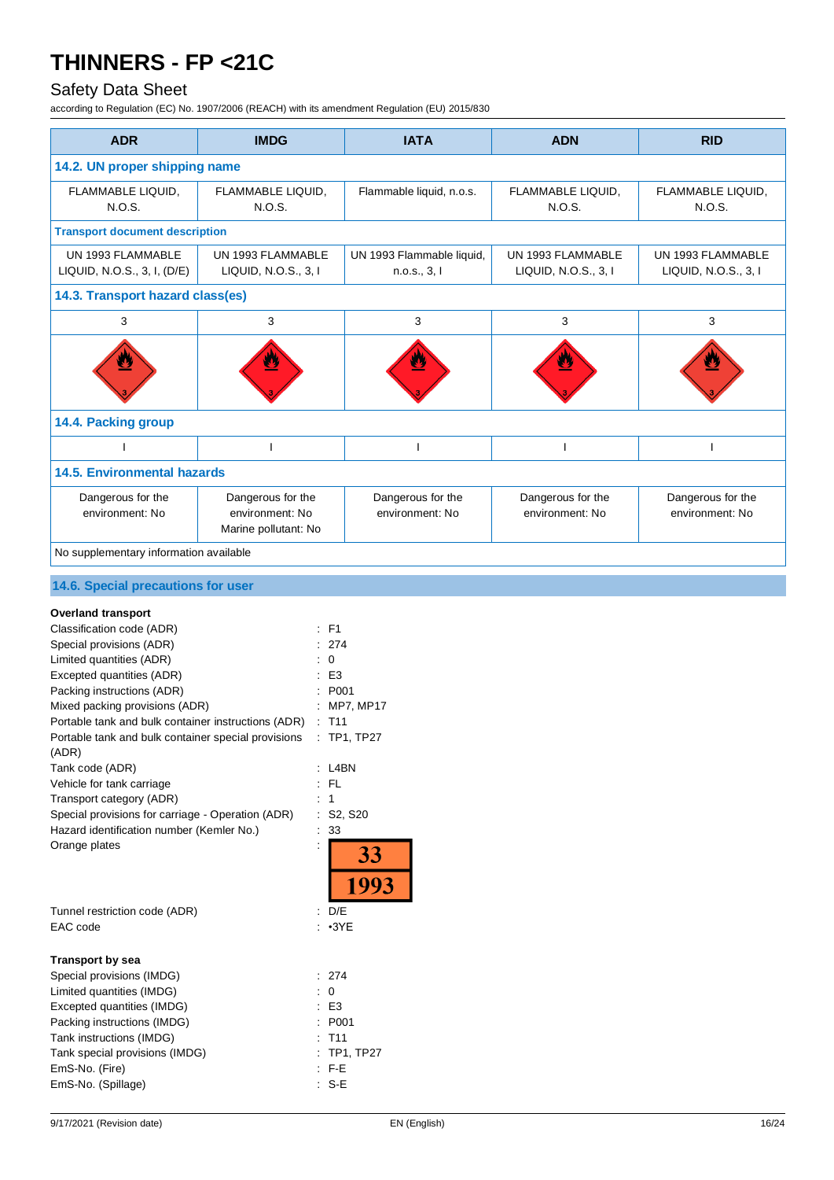| ADR | IMDG | IATA | ADN | RID |
|---|---|---|---|---|
| **14.2. UN proper shipping name** | | | | |
| FLAMMABLE LIQUID, N.O.S. | FLAMMABLE LIQUID, N.O.S. | Flammable liquid, n.o.s. | FLAMMABLE LIQUID, N.O.S. | FLAMMABLE LIQUID, N.O.S. |
| **Transport document description** | | | | |
| UN 1993 FLAMMABLE LIQUID, N.O.S., 3, I, (D/E) | UN 1993 FLAMMABLE LIQUID, N.O.S., 3, I | UN 1993 Flammable liquid, n.o.s., 3, I | UN 1993 FLAMMABLE LIQUID, N.O.S., 3, I | UN 1993 FLAMMABLE LIQUID, N.O.S., 3, I |
| **14.3. Transport hazard class(es)** | | | | |
| 3 | 3 | 3 | 3 | 3 |
| **14.4. Packing group** | | | | |
| I | I | I | I | I |
| **14.5. Environmental hazards** | | | | |
| Dangerous for the environment: No | Dangerous for the environment: No<br>Marine pollutant: No | Dangerous for the environment: No | Dangerous for the environment: No | Dangerous for the environment: No |
| No supplementary information available | | | | |

## 14.6. Special precautions for user

**Overland transport**

Classification code (ADR) : F1
Special provisions (ADR) : 274
Limited quantities (ADR) : 0
Excepted quantities (ADR) : E3
Packing instructions (ADR) : P001
Mixed packing provisions (ADR) : MP7, MP17
Portable tank and bulk container instructions (ADR) : T11
Portable tank and bulk container special provisions (ADR) : TP1, TP27
Tank code (ADR) : L4BN
Vehicle for tank carriage : FL
Transport category (ADR) : 1
Special provisions for carriage - Operation (ADR) : S2, S20
Hazard identification number (Kemler No.) : 33
Orange plates : 33 / 1993
Tunnel restriction code (ADR) : D/E
EAC code : •3YE

**Transport by sea**

Special provisions (IMDG) : 274
Limited quantities (IMDG) : 0
Excepted quantities (IMDG) : E3
Packing instructions (IMDG) : P001
Tank instructions (IMDG) : T11
Tank special provisions (IMDG) : TP1, TP27
EmS-No. (Fire) : F-E
EmS-No. (Spillage) : S-E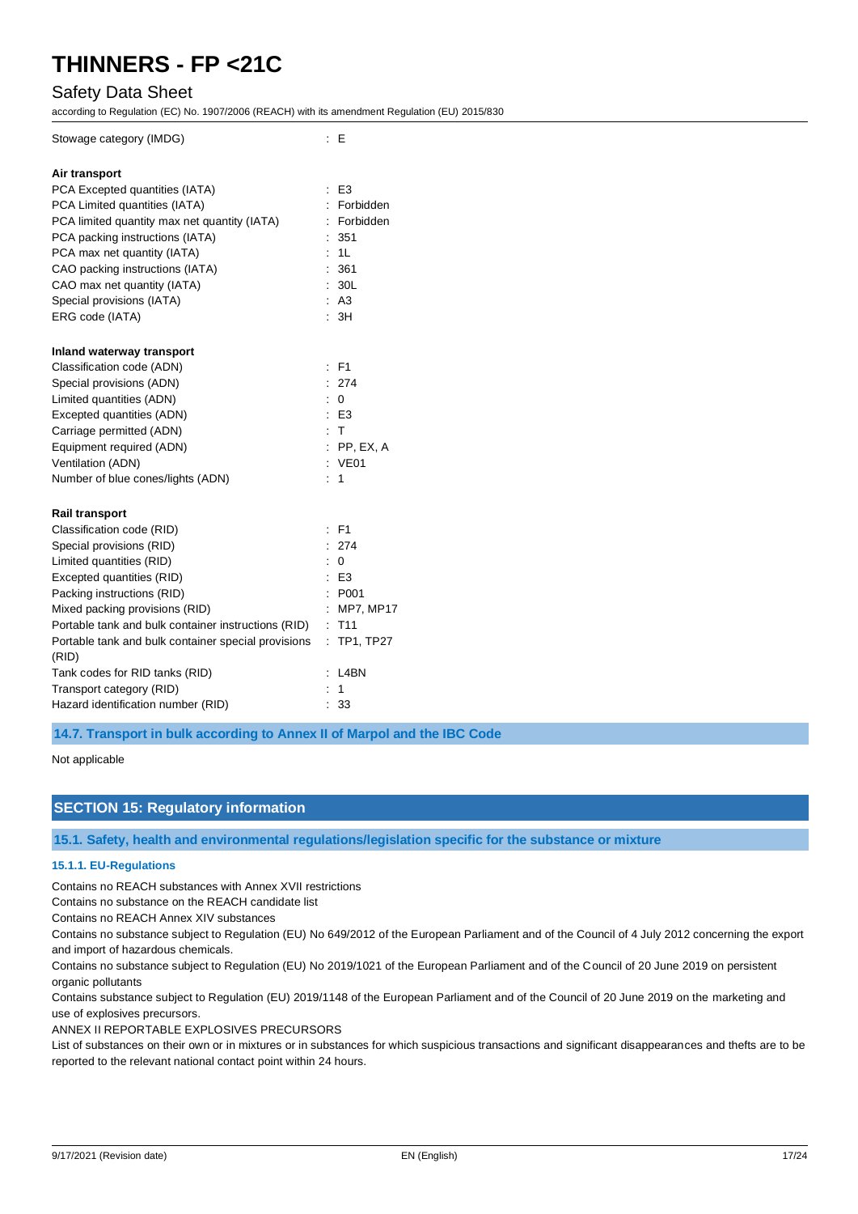| | |
|---|---|
| Stowage category (IMDG) | : E |

**Air transport**

| | |
|---|---|
| PCA Excepted quantities (IATA) | : E3 |
| PCA Limited quantities (IATA) | : Forbidden |
| PCA limited quantity max net quantity (IATA) | : Forbidden |
| PCA packing instructions (IATA) | : 351 |
| PCA max net quantity (IATA) | : 1L |
| CAO packing instructions (IATA) | : 361 |
| CAO max net quantity (IATA) | : 30L |
| Special provisions (IATA) | : A3 |
| ERG code (IATA) | : 3H |

**Inland waterway transport**

| | |
|---|---|
| Classification code (ADN) | : F1 |
| Special provisions (ADN) | : 274 |
| Limited quantities (ADN) | : 0 |
| Excepted quantities (ADN) | : E3 |
| Carriage permitted (ADN) | : T |
| Equipment required (ADN) | : PP, EX, A |
| Ventilation (ADN) | : VE01 |
| Number of blue cones/lights (ADN) | : 1 |

**Rail transport**

| | |
|---|---|
| Classification code (RID) | : F1 |
| Special provisions (RID) | : 274 |
| Limited quantities (RID) | : 0 |
| Excepted quantities (RID) | : E3 |
| Packing instructions (RID) | : P001 |
| Mixed packing provisions (RID) | : MP7, MP17 |
| Portable tank and bulk container instructions (RID) | : T11 |
| Portable tank and bulk container special provisions (RID) | : TP1, TP27 |
| Tank codes for RID tanks (RID) | : L4BN |
| Transport category (RID) | : 1 |
| Hazard identification number (RID) | : 33 |

### 14.7. Transport in bulk according to Annex II of Marpol and the IBC Code

Not applicable

## SECTION 15: Regulatory information

### 15.1. Safety, health and environmental regulations/legislation specific for the substance or mixture

#### 15.1.1. EU-Regulations

Contains no REACH substances with Annex XVII restrictions

Contains no substance on the REACH candidate list

Contains no REACH Annex XIV substances

Contains no substance subject to Regulation (EU) No 649/2012 of the European Parliament and of the Council of 4 July 2012 concerning the export and import of hazardous chemicals.

Contains no substance subject to Regulation (EU) No 2019/1021 of the European Parliament and of the Council of 20 June 2019 on persistent organic pollutants

Contains substance subject to Regulation (EU) 2019/1148 of the European Parliament and of the Council of 20 June 2019 on the marketing and use of explosives precursors.

ANNEX II REPORTABLE EXPLOSIVES PRECURSORS

List of substances on their own or in mixtures or in substances for which suspicious transactions and significant disappearances and thefts are to be reported to the relevant national contact point within 24 hours.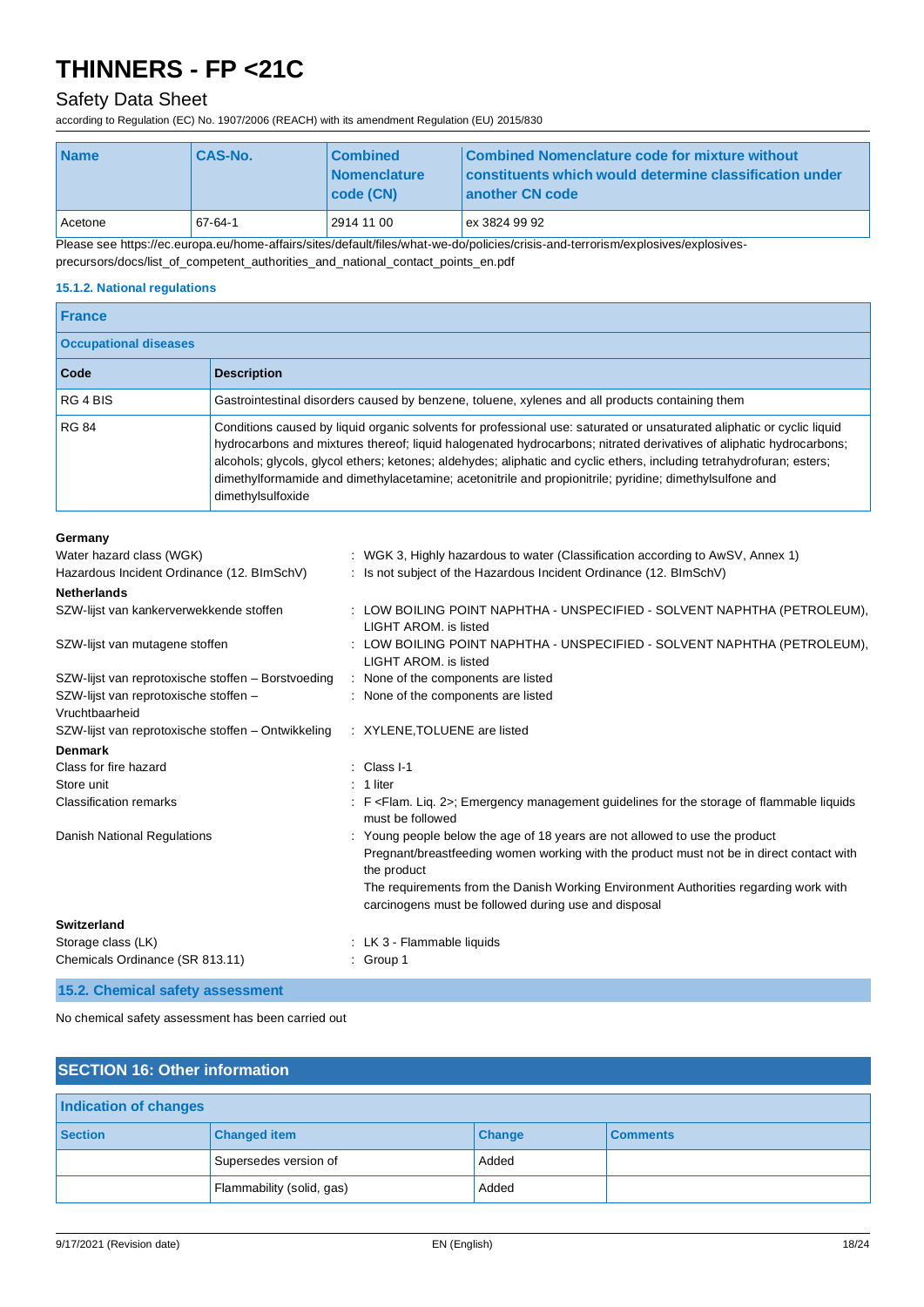| Name | CAS-No. | Combined Nomenclature code (CN) | Combined Nomenclature code for mixture without constituents which would determine classification under another CN code |
|---|---|---|---|
| Acetone | 67-64-1 | 2914 11 00 | ex 3824 99 92 |

Please see https://ec.europa.eu/home-affairs/sites/default/files/what-we-do/policies/crisis-and-terrorism/explosives/explosives-precursors/docs/list_of_competent_authorities_and_national_contact_points_en.pdf

#### 15.1.2. National regulations

**France**

**Occupational diseases**

| Code | Description |
|---|---|
| RG 4 BIS | Gastrointestinal disorders caused by benzene, toluene, xylenes and all products containing them |
| RG 84 | Conditions caused by liquid organic solvents for professional use: saturated or unsaturated aliphatic or cyclic liquid hydrocarbons and mixtures thereof; liquid halogenated hydrocarbons; nitrated derivatives of aliphatic hydrocarbons; alcohols; glycols, glycol ethers; ketones; aldehydes; aliphatic and cyclic ethers, including tetrahydrofuran; esters; dimethylformamide and dimethylacetamine; acetonitrile and propionitrile; pyridine; dimethylsulfone and dimethylsulfoxide |

**Germany**

Water hazard class (WGK) : WGK 3, Highly hazardous to water (Classification according to AwSV, Annex 1)

Hazardous Incident Ordinance (12. BImSchV) : Is not subject of the Hazardous Incident Ordinance (12. BImSchV)

**Netherlands**

SZW-lijst van kankerverwekkende stoffen : LOW BOILING POINT NAPHTHA - UNSPECIFIED - SOLVENT NAPHTHA (PETROLEUM), LIGHT AROM. is listed

SZW-lijst van mutagene stoffen : LOW BOILING POINT NAPHTHA - UNSPECIFIED - SOLVENT NAPHTHA (PETROLEUM), LIGHT AROM. is listed

SZW-lijst van reprotoxische stoffen – Borstvoeding : None of the components are listed

SZW-lijst van reprotoxische stoffen – Vruchtbaarheid : None of the components are listed

SZW-lijst van reprotoxische stoffen – Ontwikkeling : XYLENE,TOLUENE are listed

**Denmark**

Class for fire hazard : Class I-1

Store unit : 1 liter

Classification remarks : F <Flam. Liq. 2>; Emergency management guidelines for the storage of flammable liquids must be followed

Danish National Regulations : Young people below the age of 18 years are not allowed to use the product
Pregnant/breastfeeding women working with the product must not be in direct contact with the product
The requirements from the Danish Working Environment Authorities regarding work with carcinogens must be followed during use and disposal

**Switzerland**

Storage class (LK) : LK 3 - Flammable liquids

Chemicals Ordinance (SR 813.11) : Group 1

### 15.2. Chemical safety assessment

No chemical safety assessment has been carried out

## SECTION 16: Other information

**Indication of changes**

| Section | Changed item | Change | Comments |
|---|---|---|---|
| | Supersedes version of | Added | |
| | Flammability (solid, gas) | Added | |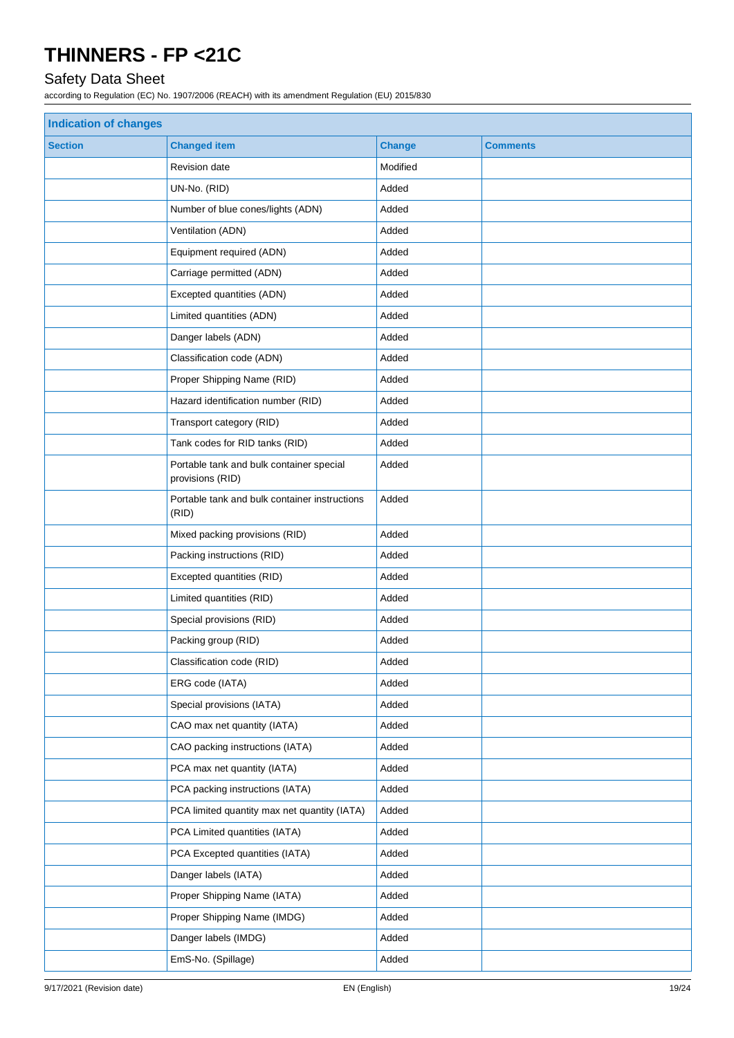| Indication of changes | | | |
|---|---|---|---|
| **Section** | **Changed item** | **Change** | **Comments** |
| | Revision date | Modified | |
| | UN-No. (RID) | Added | |
| | Number of blue cones/lights (ADN) | Added | |
| | Ventilation (ADN) | Added | |
| | Equipment required (ADN) | Added | |
| | Carriage permitted (ADN) | Added | |
| | Excepted quantities (ADN) | Added | |
| | Limited quantities (ADN) | Added | |
| | Danger labels (ADN) | Added | |
| | Classification code (ADN) | Added | |
| | Proper Shipping Name (RID) | Added | |
| | Hazard identification number (RID) | Added | |
| | Transport category (RID) | Added | |
| | Tank codes for RID tanks (RID) | Added | |
| | Portable tank and bulk container special provisions (RID) | Added | |
| | Portable tank and bulk container instructions (RID) | Added | |
| | Mixed packing provisions (RID) | Added | |
| | Packing instructions (RID) | Added | |
| | Excepted quantities (RID) | Added | |
| | Limited quantities (RID) | Added | |
| | Special provisions (RID) | Added | |
| | Packing group (RID) | Added | |
| | Classification code (RID) | Added | |
| | ERG code (IATA) | Added | |
| | Special provisions (IATA) | Added | |
| | CAO max net quantity (IATA) | Added | |
| | CAO packing instructions (IATA) | Added | |
| | PCA max net quantity (IATA) | Added | |
| | PCA packing instructions (IATA) | Added | |
| | PCA limited quantity max net quantity (IATA) | Added | |
| | PCA Limited quantities (IATA) | Added | |
| | PCA Excepted quantities (IATA) | Added | |
| | Danger labels (IATA) | Added | |
| | Proper Shipping Name (IATA) | Added | |
| | Proper Shipping Name (IMDG) | Added | |
| | Danger labels (IMDG) | Added | |
| | EmS-No. (Spillage) | Added | |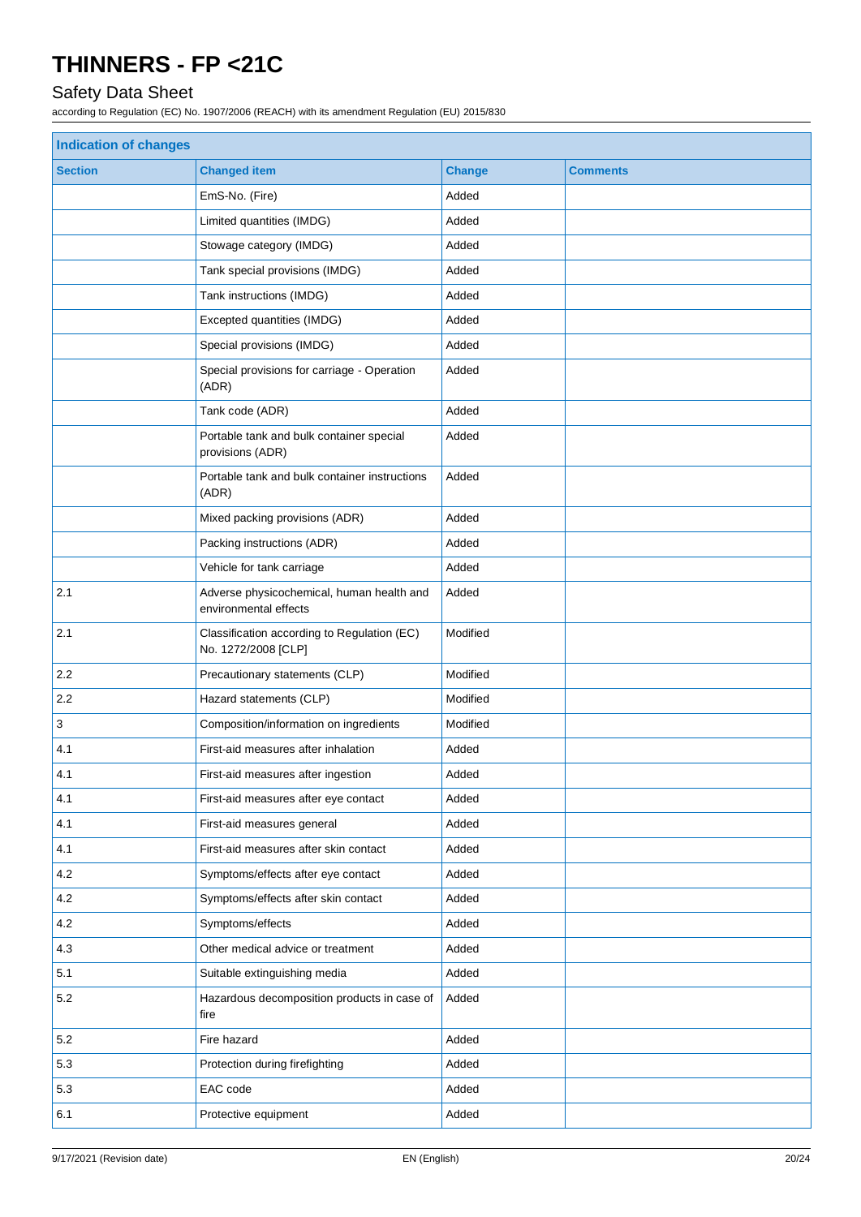# THINNERS - FP <21C

## Safety Data Sheet

according to Regulation (EC) No. 1907/2006 (REACH) with its amendment Regulation (EU) 2015/830

| **Indication of changes** | | | |
|---|---|---|---|
| **Section** | **Changed item** | **Change** | **Comments** |
| | EmS-No. (Fire) | Added | |
| | Limited quantities (IMDG) | Added | |
| | Stowage category (IMDG) | Added | |
| | Tank special provisions (IMDG) | Added | |
| | Tank instructions (IMDG) | Added | |
| | Excepted quantities (IMDG) | Added | |
| | Special provisions (IMDG) | Added | |
| | Special provisions for carriage - Operation (ADR) | Added | |
| | Tank code (ADR) | Added | |
| | Portable tank and bulk container special provisions (ADR) | Added | |
| | Portable tank and bulk container instructions (ADR) | Added | |
| | Mixed packing provisions (ADR) | Added | |
| | Packing instructions (ADR) | Added | |
| | Vehicle for tank carriage | Added | |
| 2.1 | Adverse physicochemical, human health and environmental effects | Added | |
| 2.1 | Classification according to Regulation (EC) No. 1272/2008 [CLP] | Modified | |
| 2.2 | Precautionary statements (CLP) | Modified | |
| 2.2 | Hazard statements (CLP) | Modified | |
| 3 | Composition/information on ingredients | Modified | |
| 4.1 | First-aid measures after inhalation | Added | |
| 4.1 | First-aid measures after ingestion | Added | |
| 4.1 | First-aid measures after eye contact | Added | |
| 4.1 | First-aid measures general | Added | |
| 4.1 | First-aid measures after skin contact | Added | |
| 4.2 | Symptoms/effects after eye contact | Added | |
| 4.2 | Symptoms/effects after skin contact | Added | |
| 4.2 | Symptoms/effects | Added | |
| 4.3 | Other medical advice or treatment | Added | |
| 5.1 | Suitable extinguishing media | Added | |
| 5.2 | Hazardous decomposition products in case of fire | Added | |
| 5.2 | Fire hazard | Added | |
| 5.3 | Protection during firefighting | Added | |
| 5.3 | EAC code | Added | |
| 6.1 | Protective equipment | Added | |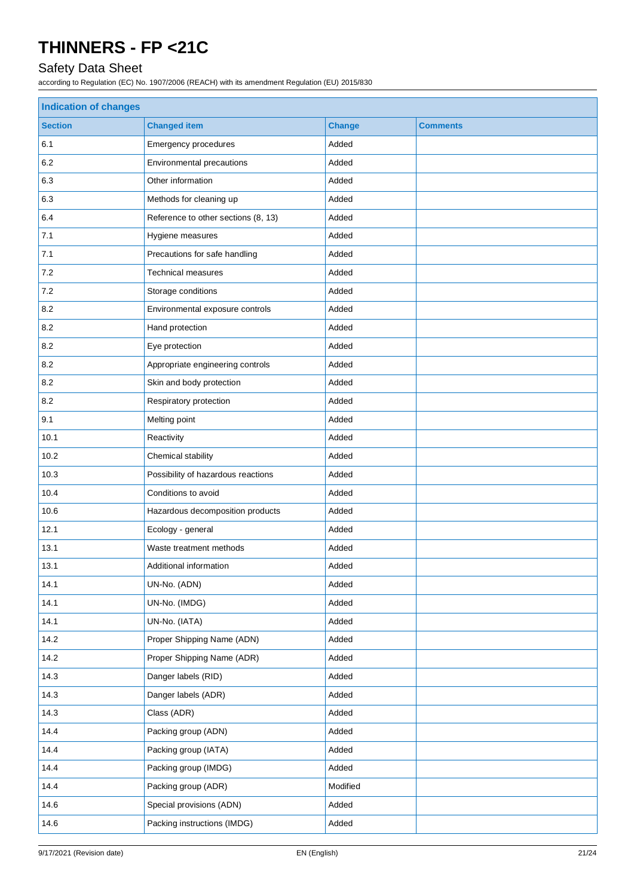# THINNERS - FP <21C

## Safety Data Sheet

according to Regulation (EC) No. 1907/2006 (REACH) with its amendment Regulation (EU) 2015/830

| Indication of changes | | | |
|---|---|---|---|
| **Section** | **Changed item** | **Change** | **Comments** |
| 6.1 | Emergency procedures | Added | |
| 6.2 | Environmental precautions | Added | |
| 6.3 | Other information | Added | |
| 6.3 | Methods for cleaning up | Added | |
| 6.4 | Reference to other sections (8, 13) | Added | |
| 7.1 | Hygiene measures | Added | |
| 7.1 | Precautions for safe handling | Added | |
| 7.2 | Technical measures | Added | |
| 7.2 | Storage conditions | Added | |
| 8.2 | Environmental exposure controls | Added | |
| 8.2 | Hand protection | Added | |
| 8.2 | Eye protection | Added | |
| 8.2 | Appropriate engineering controls | Added | |
| 8.2 | Skin and body protection | Added | |
| 8.2 | Respiratory protection | Added | |
| 9.1 | Melting point | Added | |
| 10.1 | Reactivity | Added | |
| 10.2 | Chemical stability | Added | |
| 10.3 | Possibility of hazardous reactions | Added | |
| 10.4 | Conditions to avoid | Added | |
| 10.6 | Hazardous decomposition products | Added | |
| 12.1 | Ecology - general | Added | |
| 13.1 | Waste treatment methods | Added | |
| 13.1 | Additional information | Added | |
| 14.1 | UN-No. (ADN) | Added | |
| 14.1 | UN-No. (IMDG) | Added | |
| 14.1 | UN-No. (IATA) | Added | |
| 14.2 | Proper Shipping Name (ADN) | Added | |
| 14.2 | Proper Shipping Name (ADR) | Added | |
| 14.3 | Danger labels (RID) | Added | |
| 14.3 | Danger labels (ADR) | Added | |
| 14.3 | Class (ADR) | Added | |
| 14.4 | Packing group (ADN) | Added | |
| 14.4 | Packing group (IATA) | Added | |
| 14.4 | Packing group (IMDG) | Added | |
| 14.4 | Packing group (ADR) | Modified | |
| 14.6 | Special provisions (ADN) | Added | |
| 14.6 | Packing instructions (IMDG) | Added | |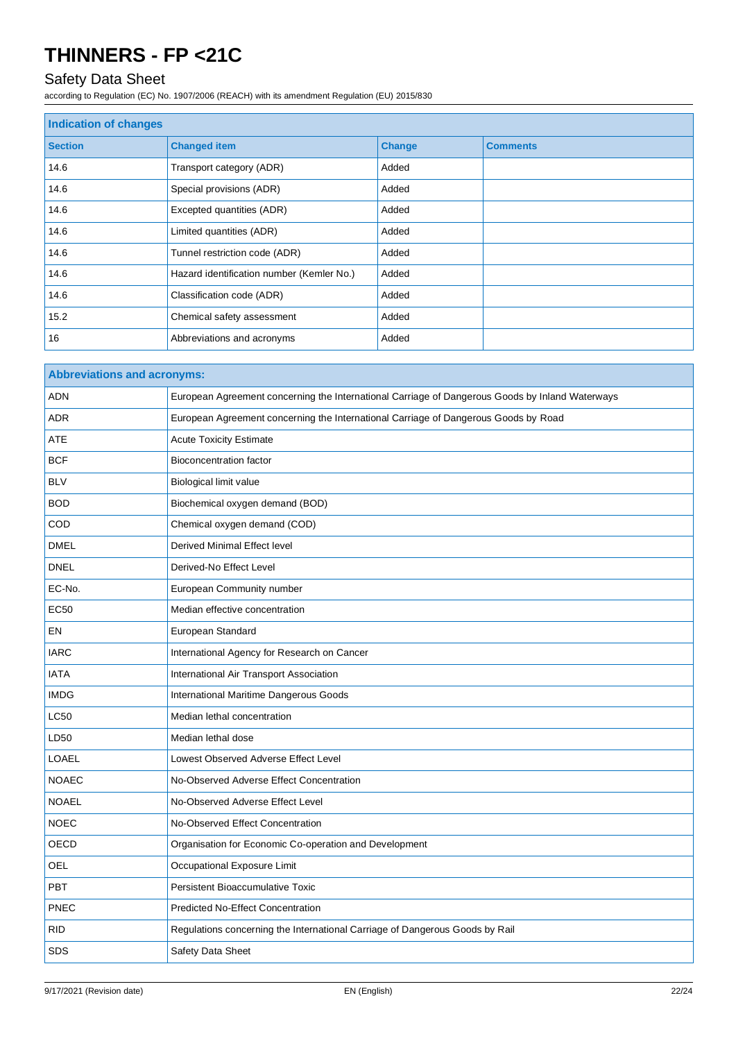| Indication of changes | | | |
|---|---|---|---|
| **Section** | **Changed item** | **Change** | **Comments** |
| 14.6 | Transport category (ADR) | Added | |
| 14.6 | Special provisions (ADR) | Added | |
| 14.6 | Excepted quantities (ADR) | Added | |
| 14.6 | Limited quantities (ADR) | Added | |
| 14.6 | Tunnel restriction code (ADR) | Added | |
| 14.6 | Hazard identification number (Kemler No.) | Added | |
| 14.6 | Classification code (ADR) | Added | |
| 15.2 | Chemical safety assessment | Added | |
| 16 | Abbreviations and acronyms | Added | |

| Abbreviations and acronyms: | |
|---|---|
| ADN | European Agreement concerning the International Carriage of Dangerous Goods by Inland Waterways |
| ADR | European Agreement concerning the International Carriage of Dangerous Goods by Road |
| ATE | Acute Toxicity Estimate |
| BCF | Bioconcentration factor |
| BLV | Biological limit value |
| BOD | Biochemical oxygen demand (BOD) |
| COD | Chemical oxygen demand (COD) |
| DMEL | Derived Minimal Effect level |
| DNEL | Derived-No Effect Level |
| EC-No. | European Community number |
| EC50 | Median effective concentration |
| EN | European Standard |
| IARC | International Agency for Research on Cancer |
| IATA | International Air Transport Association |
| IMDG | International Maritime Dangerous Goods |
| LC50 | Median lethal concentration |
| LD50 | Median lethal dose |
| LOAEL | Lowest Observed Adverse Effect Level |
| NOAEC | No-Observed Adverse Effect Concentration |
| NOAEL | No-Observed Adverse Effect Level |
| NOEC | No-Observed Effect Concentration |
| OECD | Organisation for Economic Co-operation and Development |
| OEL | Occupational Exposure Limit |
| PBT | Persistent Bioaccumulative Toxic |
| PNEC | Predicted No-Effect Concentration |
| RID | Regulations concerning the International Carriage of Dangerous Goods by Rail |
| SDS | Safety Data Sheet |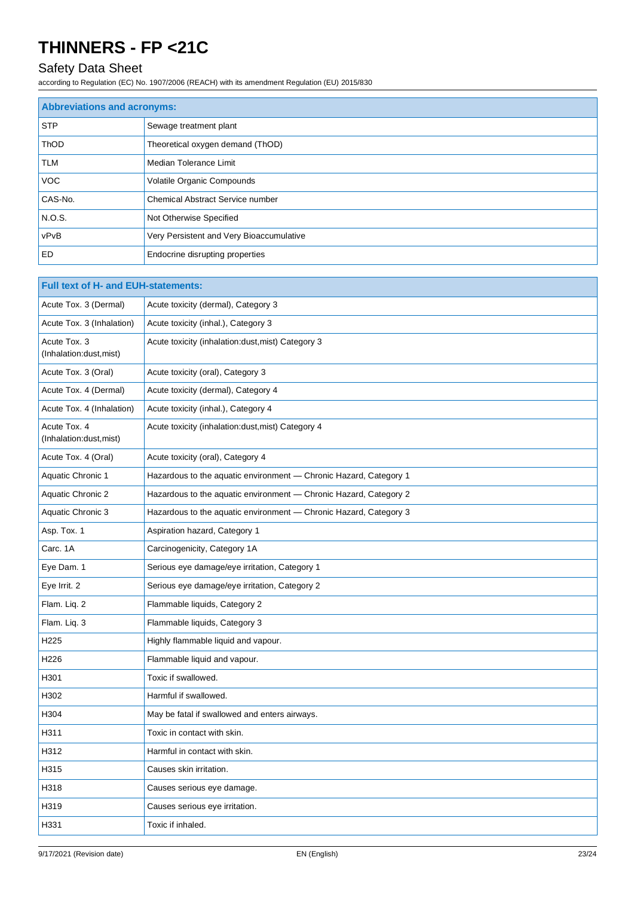| Abbreviations and acronyms: | |
|---|---|
| STP | Sewage treatment plant |
| ThOD | Theoretical oxygen demand (ThOD) |
| TLM | Median Tolerance Limit |
| VOC | Volatile Organic Compounds |
| CAS-No. | Chemical Abstract Service number |
| N.O.S. | Not Otherwise Specified |
| vPvB | Very Persistent and Very Bioaccumulative |
| ED | Endocrine disrupting properties |

| Full text of H- and EUH-statements: | |
|---|---|
| Acute Tox. 3 (Dermal) | Acute toxicity (dermal), Category 3 |
| Acute Tox. 3 (Inhalation) | Acute toxicity (inhal.), Category 3 |
| Acute Tox. 3 (Inhalation:dust,mist) | Acute toxicity (inhalation:dust,mist) Category 3 |
| Acute Tox. 3 (Oral) | Acute toxicity (oral), Category 3 |
| Acute Tox. 4 (Dermal) | Acute toxicity (dermal), Category 4 |
| Acute Tox. 4 (Inhalation) | Acute toxicity (inhal.), Category 4 |
| Acute Tox. 4 (Inhalation:dust,mist) | Acute toxicity (inhalation:dust,mist) Category 4 |
| Acute Tox. 4 (Oral) | Acute toxicity (oral), Category 4 |
| Aquatic Chronic 1 | Hazardous to the aquatic environment — Chronic Hazard, Category 1 |
| Aquatic Chronic 2 | Hazardous to the aquatic environment — Chronic Hazard, Category 2 |
| Aquatic Chronic 3 | Hazardous to the aquatic environment — Chronic Hazard, Category 3 |
| Asp. Tox. 1 | Aspiration hazard, Category 1 |
| Carc. 1A | Carcinogenicity, Category 1A |
| Eye Dam. 1 | Serious eye damage/eye irritation, Category 1 |
| Eye Irrit. 2 | Serious eye damage/eye irritation, Category 2 |
| Flam. Liq. 2 | Flammable liquids, Category 2 |
| Flam. Liq. 3 | Flammable liquids, Category 3 |
| H225 | Highly flammable liquid and vapour. |
| H226 | Flammable liquid and vapour. |
| H301 | Toxic if swallowed. |
| H302 | Harmful if swallowed. |
| H304 | May be fatal if swallowed and enters airways. |
| H311 | Toxic in contact with skin. |
| H312 | Harmful in contact with skin. |
| H315 | Causes skin irritation. |
| H318 | Causes serious eye damage. |
| H319 | Causes serious eye irritation. |
| H331 | Toxic if inhaled. |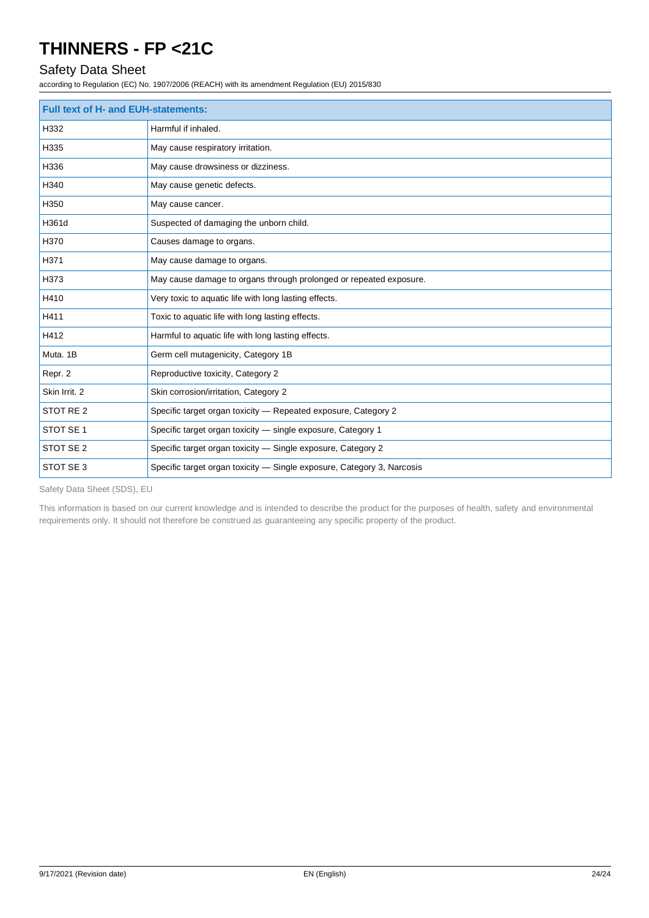| Full text of H- and EUH-statements: | |
|---|---|
| H332 | Harmful if inhaled. |
| H335 | May cause respiratory irritation. |
| H336 | May cause drowsiness or dizziness. |
| H340 | May cause genetic defects. |
| H350 | May cause cancer. |
| H361d | Suspected of damaging the unborn child. |
| H370 | Causes damage to organs. |
| H371 | May cause damage to organs. |
| H373 | May cause damage to organs through prolonged or repeated exposure. |
| H410 | Very toxic to aquatic life with long lasting effects. |
| H411 | Toxic to aquatic life with long lasting effects. |
| H412 | Harmful to aquatic life with long lasting effects. |
| Muta. 1B | Germ cell mutagenicity, Category 1B |
| Repr. 2 | Reproductive toxicity, Category 2 |
| Skin Irrit. 2 | Skin corrosion/irritation, Category 2 |
| STOT RE 2 | Specific target organ toxicity — Repeated exposure, Category 2 |
| STOT SE 1 | Specific target organ toxicity — single exposure, Category 1 |
| STOT SE 2 | Specific target organ toxicity — Single exposure, Category 2 |
| STOT SE 3 | Specific target organ toxicity — Single exposure, Category 3, Narcosis |

Safety Data Sheet (SDS), EU

This information is based on our current knowledge and is intended to describe the product for the purposes of health, safety and environmental requirements only. It should not therefore be construed as guaranteeing any specific property of the product.